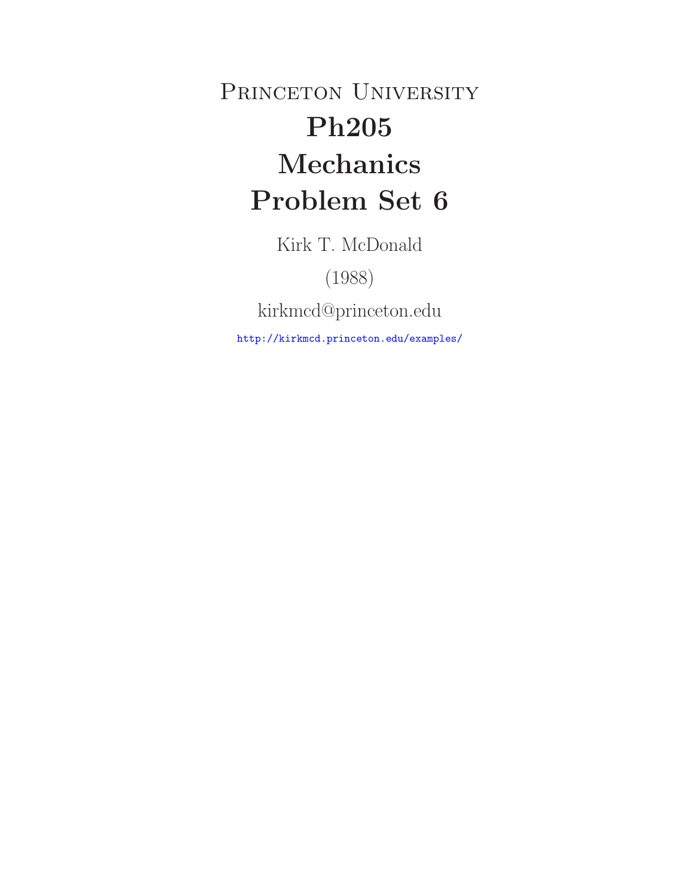# Princeton University
# Ph205
# Mechanics
# Problem Set 6

Kirk T. McDonald

(1988)

kirkmcd@princeton.edu

http://kirkmcd.princeton.edu/examples/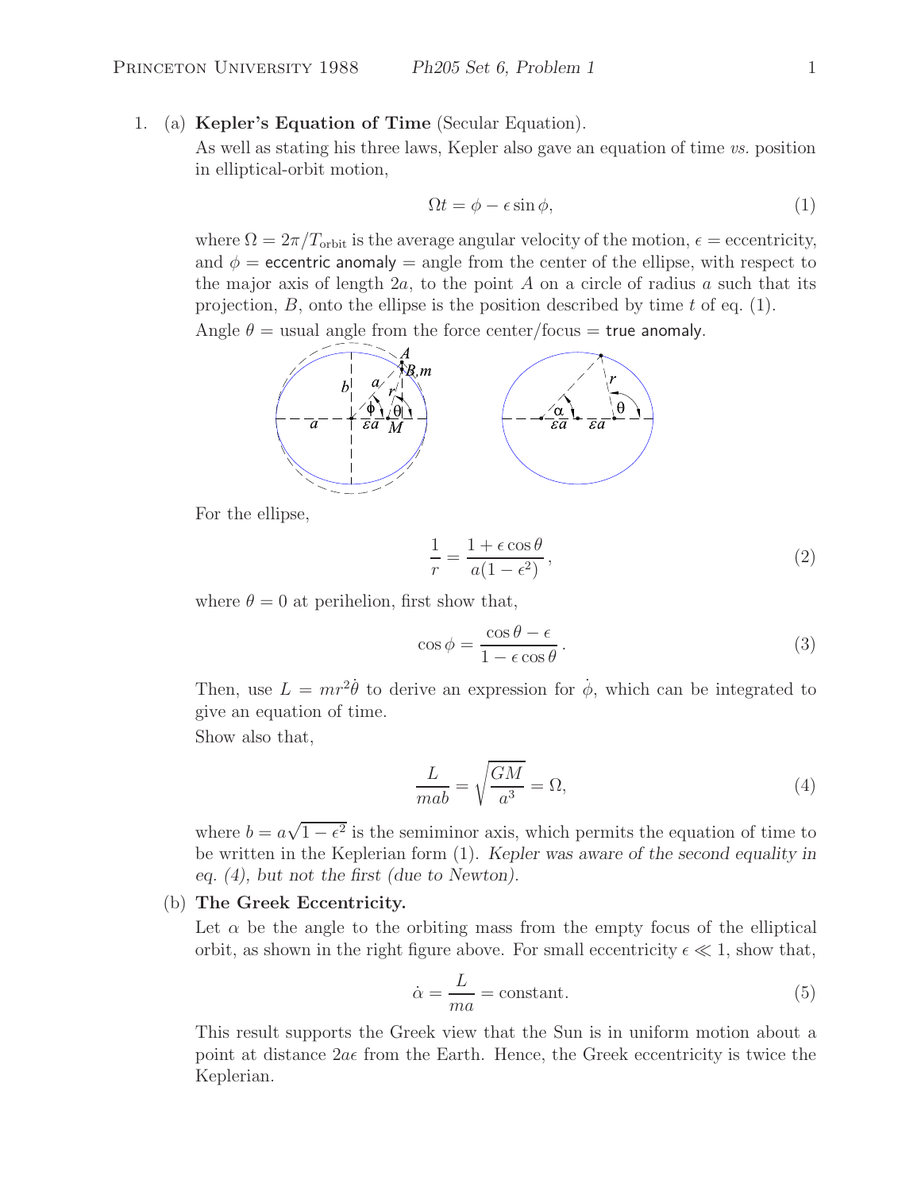1. (a) **Kepler's Equation of Time** (Secular Equation).

As well as stating his three laws, Kepler also gave an equation of time *vs.* position in elliptical-orbit motion,

$$\Omega t = \phi - \epsilon \sin \phi, \tag{1}$$

where $\Omega = 2\pi/T_{\text{orbit}}$ is the average angular velocity of the motion, $\epsilon$ = eccentricity, and $\phi$ = eccentric anomaly = angle from the center of the ellipse, with respect to the major axis of length $2a$, to the point $A$ on a circle of radius $a$ such that its projection, $B$, onto the ellipse is the position described by time $t$ of eq. (1).

Angle $\theta$ = usual angle from the force center/focus = true anomaly.

For the ellipse,

$$\frac{1}{r} = \frac{1 + \epsilon \cos \theta}{a(1 - \epsilon^2)}, \tag{2}$$

where $\theta = 0$ at perihelion, first show that,

$$\cos \phi = \frac{\cos \theta - \epsilon}{1 - \epsilon \cos \theta}. \tag{3}$$

Then, use $L = mr^2\dot{\theta}$ to derive an expression for $\dot{\phi}$, which can be integrated to give an equation of time.

Show also that,

$$\frac{L}{mab} = \sqrt{\frac{GM}{a^3}} = \Omega, \tag{4}$$

where $b = a\sqrt{1 - \epsilon^2}$ is the semiminor axis, which permits the equation of time to be written in the Keplerian form (1). *Kepler was aware of the second equality in eq. (4), but not the first (due to Newton).*

(b) **The Greek Eccentricity.**

Let $\alpha$ be the angle to the orbiting mass from the empty focus of the elliptical orbit, as shown in the right figure above. For small eccentricity $\epsilon \ll 1$, show that,

$$\dot{\alpha} = \frac{L}{ma} = \text{constant}. \tag{5}$$

This result supports the Greek view that the Sun is in uniform motion about a point at distance $2a\epsilon$ from the Earth. Hence, the Greek eccentricity is twice the Keplerian.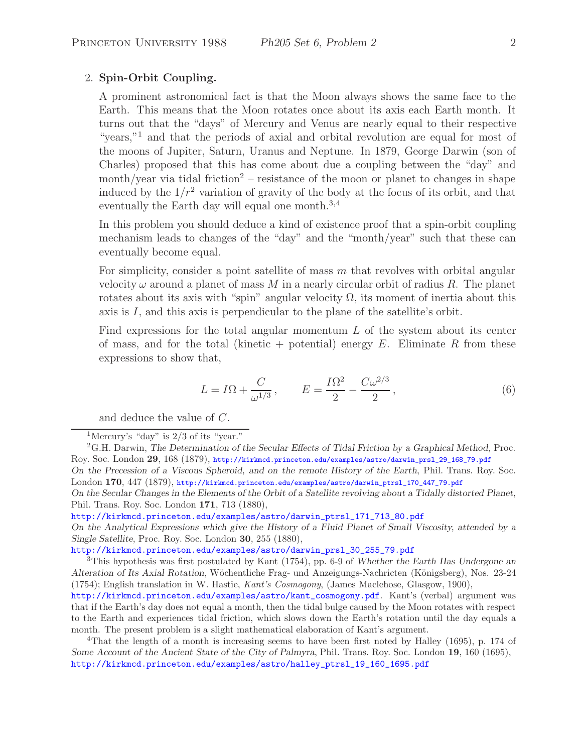2. **Spin-Orbit Coupling.**

A prominent astronomical fact is that the Moon always shows the same face to the Earth. This means that the Moon rotates once about its axis each Earth month. It turns out that the "days" of Mercury and Venus are nearly equal to their respective "years,"[1] and that the periods of axial and orbital revolution are equal for most of the moons of Jupiter, Saturn, Uranus and Neptune. In 1879, George Darwin (son of Charles) proposed that this has come about due a coupling between the "day" and month/year via tidal friction[2] – resistance of the moon or planet to changes in shape induced by the $1/r^2$ variation of gravity of the body at the focus of its orbit, and that eventually the Earth day will equal one month.[3,4]

In this problem you should deduce a kind of existence proof that a spin-orbit coupling mechanism leads to changes of the "day" and the "month/year" such that these can eventually become equal.

For simplicity, consider a point satellite of mass $m$ that revolves with orbital angular velocity $\omega$ around a planet of mass $M$ in a nearly circular orbit of radius $R$. The planet rotates about its axis with "spin" angular velocity $\Omega$, its moment of inertia about this axis is $I$, and this axis is perpendicular to the plane of the satellite's orbit.

Find expressions for the total angular momentum $L$ of the system about its center of mass, and for the total (kinetic + potential) energy $E$. Eliminate $R$ from these expressions to show that,

$$L = I\Omega + \frac{C}{\omega^{1/3}}, \qquad E = \frac{I\Omega^2}{2} - \frac{C\omega^{2/3}}{2}, \tag{6}$$

and deduce the value of $C$.

---

[1] Mercury's "day" is 2/3 of its "year."

[2] G.H. Darwin, *The Determination of the Secular Effects of Tidal Friction by a Graphical Method*, Proc. Roy. Soc. London **29**, 168 (1879), http://kirkmcd.princeton.edu/examples/astro/darwin_prsl_29_168_79.pdf
*On the Precession of a Viscous Spheroid, and on the remote History of the Earth*, Phil. Trans. Roy. Soc. London **170**, 447 (1879), http://kirkmcd.princeton.edu/examples/astro/darwin_ptrsl_170_447_79.pdf
*On the Secular Changes in the Elements of the Orbit of a Satellite revolving about a Tidally distorted Planet*, Phil. Trans. Roy. Soc. London **171**, 713 (1880),
http://kirkmcd.princeton.edu/examples/astro/darwin_ptrsl_171_713_80.pdf
*On the Analytical Expressions which give the History of a Fluid Planet of Small Viscosity, attended by a Single Satellite*, Proc. Roy. Soc. London **30**, 255 (1880),
http://kirkmcd.princeton.edu/examples/astro/darwin_prsl_30_255_79.pdf

[3] This hypothesis was first postulated by Kant (1754), pp. 6-9 of *Whether the Earth Has Undergone an Alteration of Its Axial Rotation*, Wöchentliche Frag- und Anzeigungs-Nachricten (Königsberg), Nos. 23-24 (1754); English translation in W. Hastie, *Kant's Cosmogony*, (James Maclehose, Glasgow, 1900),
http://kirkmcd.princeton.edu/examples/astro/kant_cosmogony.pdf. Kant's (verbal) argument was that if the Earth's day does not equal a month, then the tidal bulge caused by the Moon rotates with respect to the Earth and experiences tidal friction, which slows down the Earth's rotation until the day equals a month. The present problem is a slight mathematical elaboration of Kant's argument.

[4] That the length of a month is increasing seems to have been first noted by Halley (1695), p. 174 of *Some Account of the Ancient State of the City of Palmyra*, Phil. Trans. Roy. Soc. London **19**, 160 (1695),
http://kirkmcd.princeton.edu/examples/astro/halley_ptrsl_19_160_1695.pdf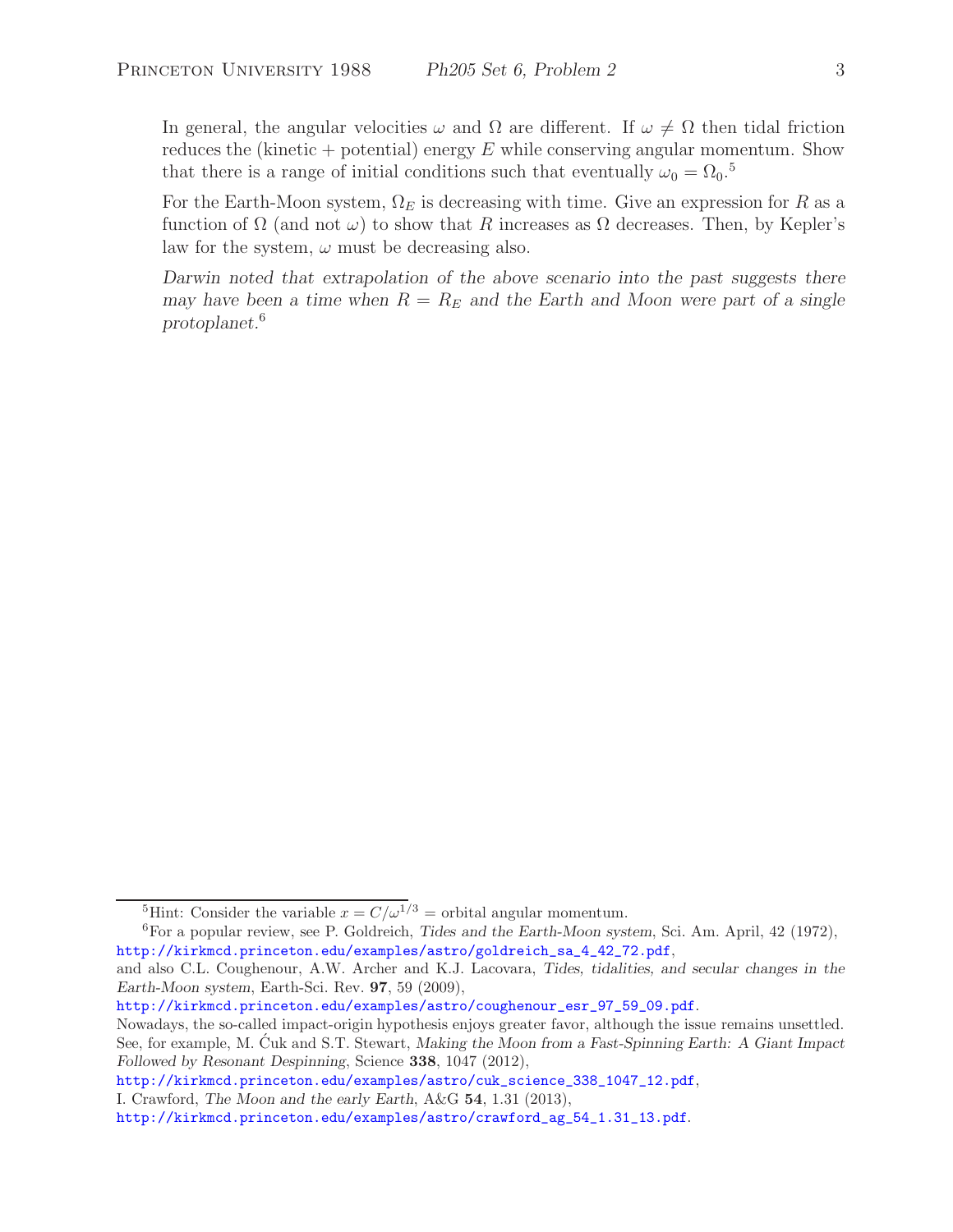In general, the angular velocities $\omega$ and $\Omega$ are different. If $\omega \neq \Omega$ then tidal friction reduces the (kinetic + potential) energy $E$ while conserving angular momentum. Show that there is a range of initial conditions such that eventually $\omega_0 = \Omega_0$.[5]

For the Earth-Moon system, $\Omega_E$ is decreasing with time. Give an expression for $R$ as a function of $\Omega$ (and not $\omega$) to show that $R$ increases as $\Omega$ decreases. Then, by Kepler's law for the system, $\omega$ must be decreasing also.

*Darwin noted that extrapolation of the above scenario into the past suggests there may have been a time when $R = R_E$ and the Earth and Moon were part of a single protoplanet.*[6]

---

[5] Hint: Consider the variable $x = C/\omega^{1/3}$ = orbital angular momentum.

[6] For a popular review, see P. Goldreich, *Tides and the Earth-Moon system*, Sci. Am. April, 42 (1972), http://kirkmcd.princeton.edu/examples/astro/goldreich_sa_4_42_72.pdf,
and also C.L. Coughenour, A.W. Archer and K.J. Lacovara, *Tides, tidalities, and secular changes in the Earth-Moon system*, Earth-Sci. Rev. **97**, 59 (2009),
http://kirkmcd.princeton.edu/examples/astro/coughenour_esr_97_59_09.pdf.
Nowadays, the so-called impact-origin hypothesis enjoys greater favor, although the issue remains unsettled. See, for example, M. Ćuk and S.T. Stewart, *Making the Moon from a Fast-Spinning Earth: A Giant Impact Followed by Resonant Despinning*, Science **338**, 1047 (2012),
http://kirkmcd.princeton.edu/examples/astro/cuk_science_338_1047_12.pdf,
I. Crawford, *The Moon and the early Earth*, A&G **54**, 1.31 (2013),
http://kirkmcd.princeton.edu/examples/astro/crawford_ag_54_1.31_13.pdf.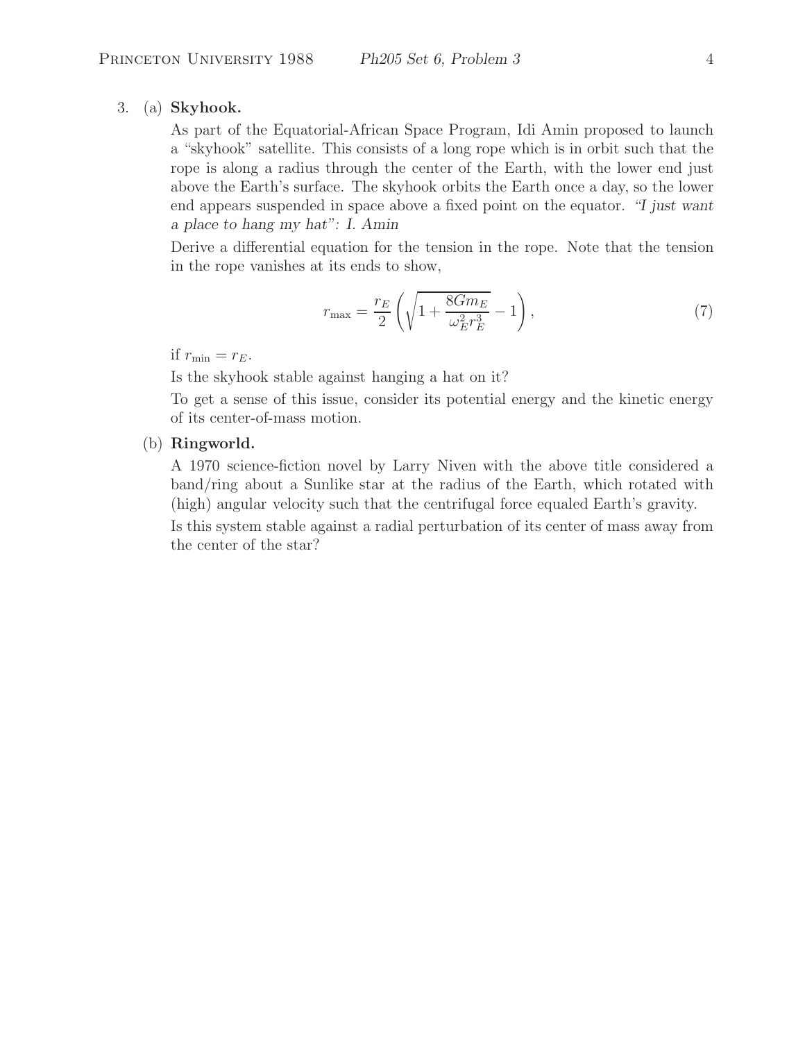3. (a) **Skyhook.**

As part of the Equatorial-African Space Program, Idi Amin proposed to launch a "skyhook" satellite. This consists of a long rope which is in orbit such that the rope is along a radius through the center of the Earth, with the lower end just above the Earth's surface. The skyhook orbits the Earth once a day, so the lower end appears suspended in space above a fixed point on the equator. *"I just want a place to hang my hat": I. Amin*

Derive a differential equation for the tension in the rope. Note that the tension in the rope vanishes at its ends to show,

$$r_{\max} = \frac{r_E}{2}\left(\sqrt{1 + \frac{8Gm_E}{\omega_E^2 r_E^3}} - 1\right), \tag{7}$$

if $r_{\min} = r_E$.

Is the skyhook stable against hanging a hat on it?

To get a sense of this issue, consider its potential energy and the kinetic energy of its center-of-mass motion.

(b) **Ringworld.**

A 1970 science-fiction novel by Larry Niven with the above title considered a band/ring about a Sunlike star at the radius of the Earth, which rotated with (high) angular velocity such that the centrifugal force equaled Earth's gravity.

Is this system stable against a radial perturbation of its center of mass away from the center of the star?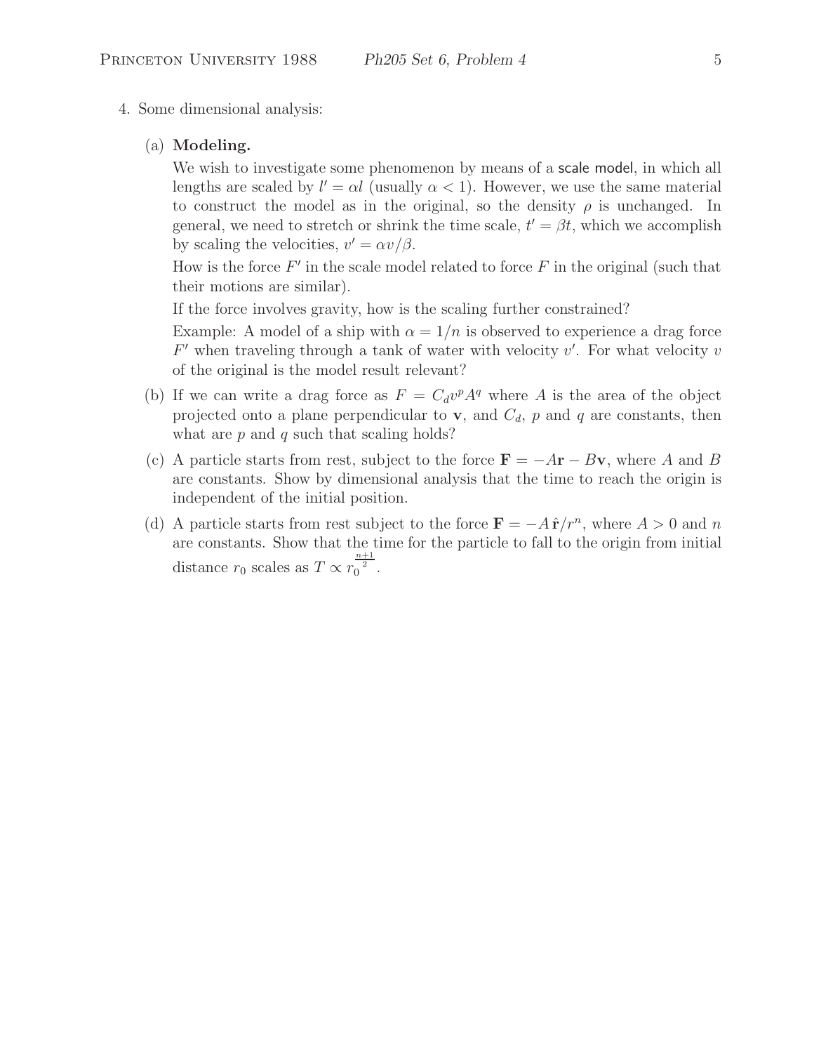4. Some dimensional analysis:

   (a) **Modeling.**

   We wish to investigate some phenomenon by means of a scale model, in which all lengths are scaled by $l' = \alpha l$ (usually $\alpha < 1$). However, we use the same material to construct the model as in the original, so the density $\rho$ is unchanged. In general, we need to stretch or shrink the time scale, $t' = \beta t$, which we accomplish by scaling the velocities, $v' = \alpha v/\beta$.

   How is the force $F'$ in the scale model related to force $F$ in the original (such that their motions are similar).

   If the force involves gravity, how is the scaling further constrained?

   Example: A model of a ship with $\alpha = 1/n$ is observed to experience a drag force $F'$ when traveling through a tank of water with velocity $v'$. For what velocity $v$ of the original is the model result relevant?

   (b) If we can write a drag force as $F = C_d v^p A^q$ where $A$ is the area of the object projected onto a plane perpendicular to $\mathbf{v}$, and $C_d$, $p$ and $q$ are constants, then what are $p$ and $q$ such that scaling holds?

   (c) A particle starts from rest, subject to the force $\mathbf{F} = -A\mathbf{r} - B\mathbf{v}$, where $A$ and $B$ are constants. Show by dimensional analysis that the time to reach the origin is independent of the initial position.

   (d) A particle starts from rest subject to the force $\mathbf{F} = -A\,\hat{\mathbf{r}}/r^n$, where $A > 0$ and $n$ are constants. Show that the time for the particle to fall to the origin from initial distance $r_0$ scales as $T \propto r_0^{\frac{n+1}{2}}$.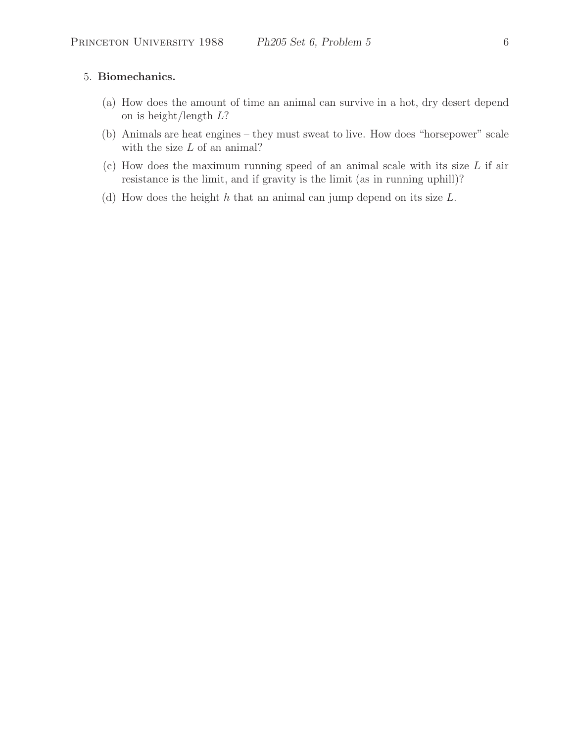5. **Biomechanics.**

   (a) How does the amount of time an animal can survive in a hot, dry desert depend on is height/length $L$?

   (b) Animals are heat engines – they must sweat to live. How does "horsepower" scale with the size $L$ of an animal?

   (c) How does the maximum running speed of an animal scale with its size $L$ if air resistance is the limit, and if gravity is the limit (as in running uphill)?

   (d) How does the height $h$ that an animal can jump depend on its size $L$.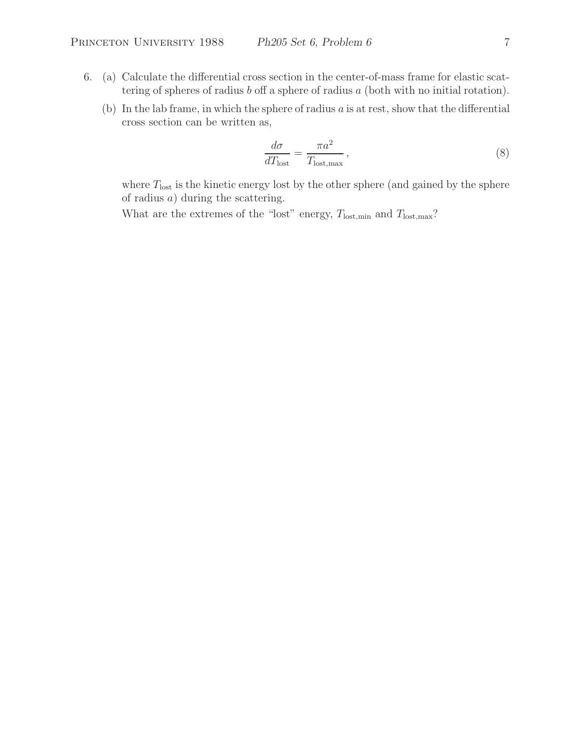6. (a) Calculate the differential cross section in the center-of-mass frame for elastic scattering of spheres of radius $b$ off a sphere of radius $a$ (both with no initial rotation).

   (b) In the lab frame, in which the sphere of radius $a$ is at rest, show that the differential cross section can be written as,

$$\frac{d\sigma}{dT_{\text{lost}}} = \frac{\pi a^2}{T_{\text{lost,max}}}\,, \tag{8}$$

   where $T_{\text{lost}}$ is the kinetic energy lost by the other sphere (and gained by the sphere of radius $a$) during the scattering.

   What are the extremes of the "lost" energy, $T_{\text{lost,min}}$ and $T_{\text{lost,max}}$?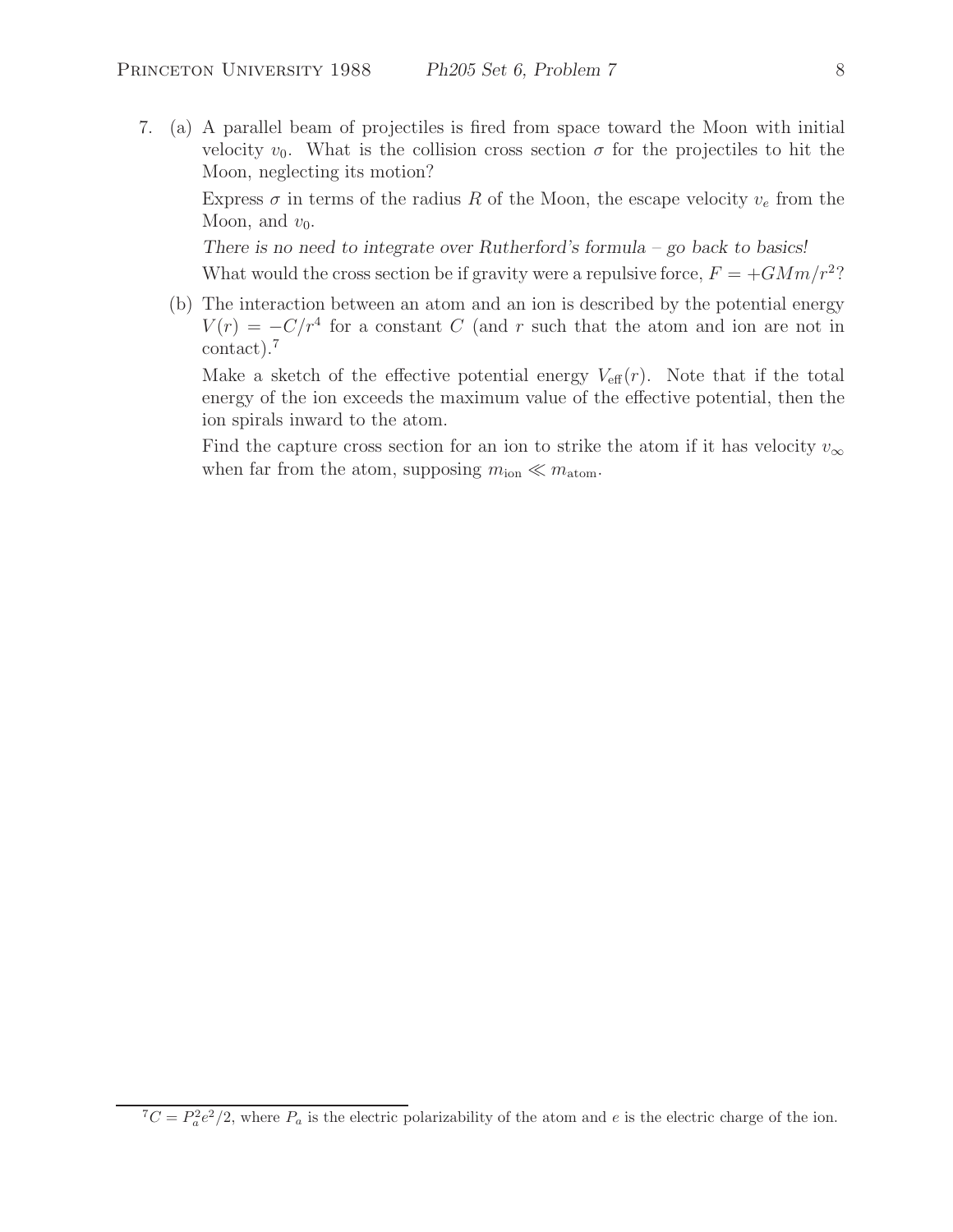7. (a) A parallel beam of projectiles is fired from space toward the Moon with initial velocity $v_0$. What is the collision cross section $\sigma$ for the projectiles to hit the Moon, neglecting its motion?

   Express $\sigma$ in terms of the radius $R$ of the Moon, the escape velocity $v_e$ from the Moon, and $v_0$.

   *There is no need to integrate over Rutherford's formula – go back to basics!*

   What would the cross section be if gravity were a repulsive force, $F = +GMm/r^2$?

   (b) The interaction between an atom and an ion is described by the potential energy $V(r) = -C/r^4$ for a constant $C$ (and $r$ such that the atom and ion are not in contact).[7]

   Make a sketch of the effective potential energy $V_{\text{eff}}(r)$. Note that if the total energy of the ion exceeds the maximum value of the effective potential, then the ion spirals inward to the atom.

   Find the capture cross section for an ion to strike the atom if it has velocity $v_\infty$ when far from the atom, supposing $m_{\text{ion}} \ll m_{\text{atom}}$.

---

[7] $C = P_a^2 e^2/2$, where $P_a$ is the electric polarizability of the atom and $e$ is the electric charge of the ion.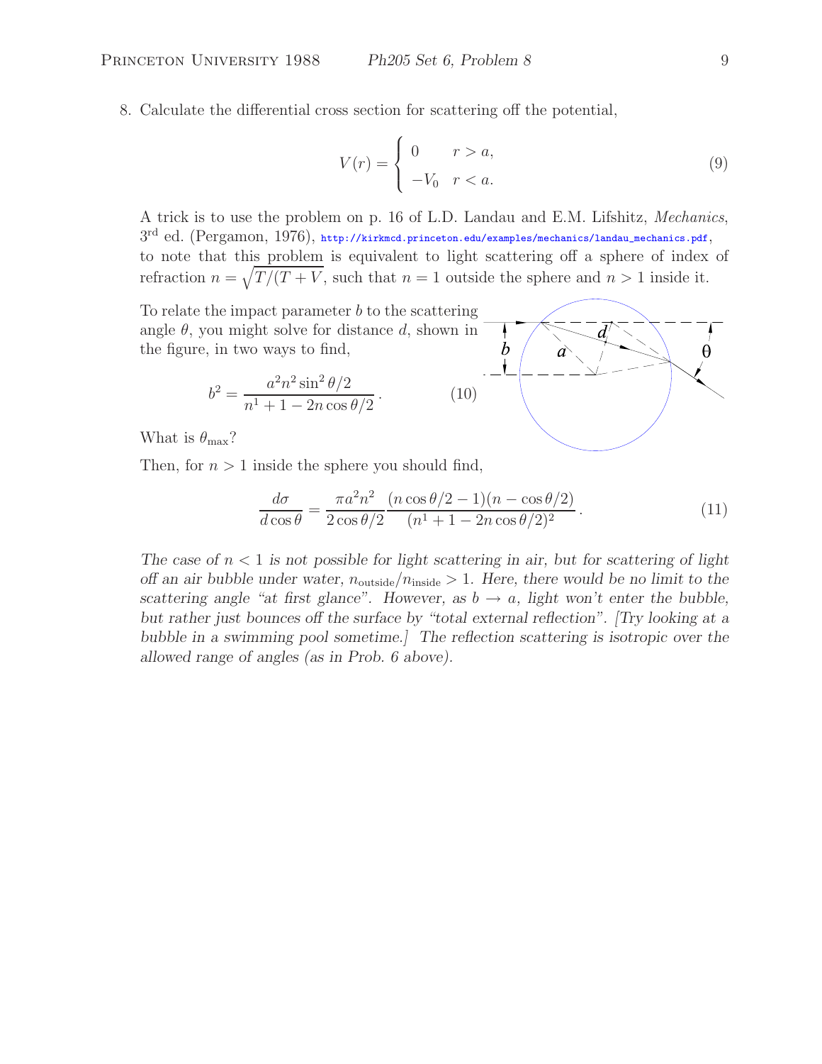8. Calculate the differential cross section for scattering off the potential,

$$V(r) = \begin{cases} 0 & r > a, \\ -V_0 & r < a. \end{cases} \tag{9}$$

A trick is to use the problem on p. 16 of L.D. Landau and E.M. Lifshitz, *Mechanics*, 3[rd] ed. (Pergamon, 1976), http://kirkmcd.princeton.edu/examples/mechanics/landau_mechanics.pdf, to note that this problem is equivalent to light scattering off a sphere of index of refraction $n = \sqrt{T/(T+V}$, such that $n = 1$ outside the sphere and $n > 1$ inside it.

To relate the impact parameter $b$ to the scattering angle $\theta$, you might solve for distance $d$, shown in the figure, in two ways to find,

$$b^2 = \frac{a^2 n^2 \sin^2 \theta/2}{n^1 + 1 - 2n \cos \theta/2}. \tag{10}$$

What is $\theta_{\rm max}$?

Then, for $n > 1$ inside the sphere you should find,

$$\frac{d\sigma}{d\cos\theta} = \frac{\pi a^2 n^2}{2\cos\theta/2} \frac{(n\cos\theta/2 - 1)(n - \cos\theta/2)}{(n^1 + 1 - 2n\cos\theta/2)^2}. \tag{11}$$

*The case of $n < 1$ is not possible for light scattering in air, but for scattering of light off an air bubble under water, $n_{\rm outside}/n_{\rm inside} > 1$. Here, there would be no limit to the scattering angle "at first glance". However, as $b \to a$, light won't enter the bubble, but rather just bounces off the surface by "total external reflection". [Try looking at a bubble in a swimming pool sometime.] The reflection scattering is isotropic over the allowed range of angles (as in Prob. 6 above).*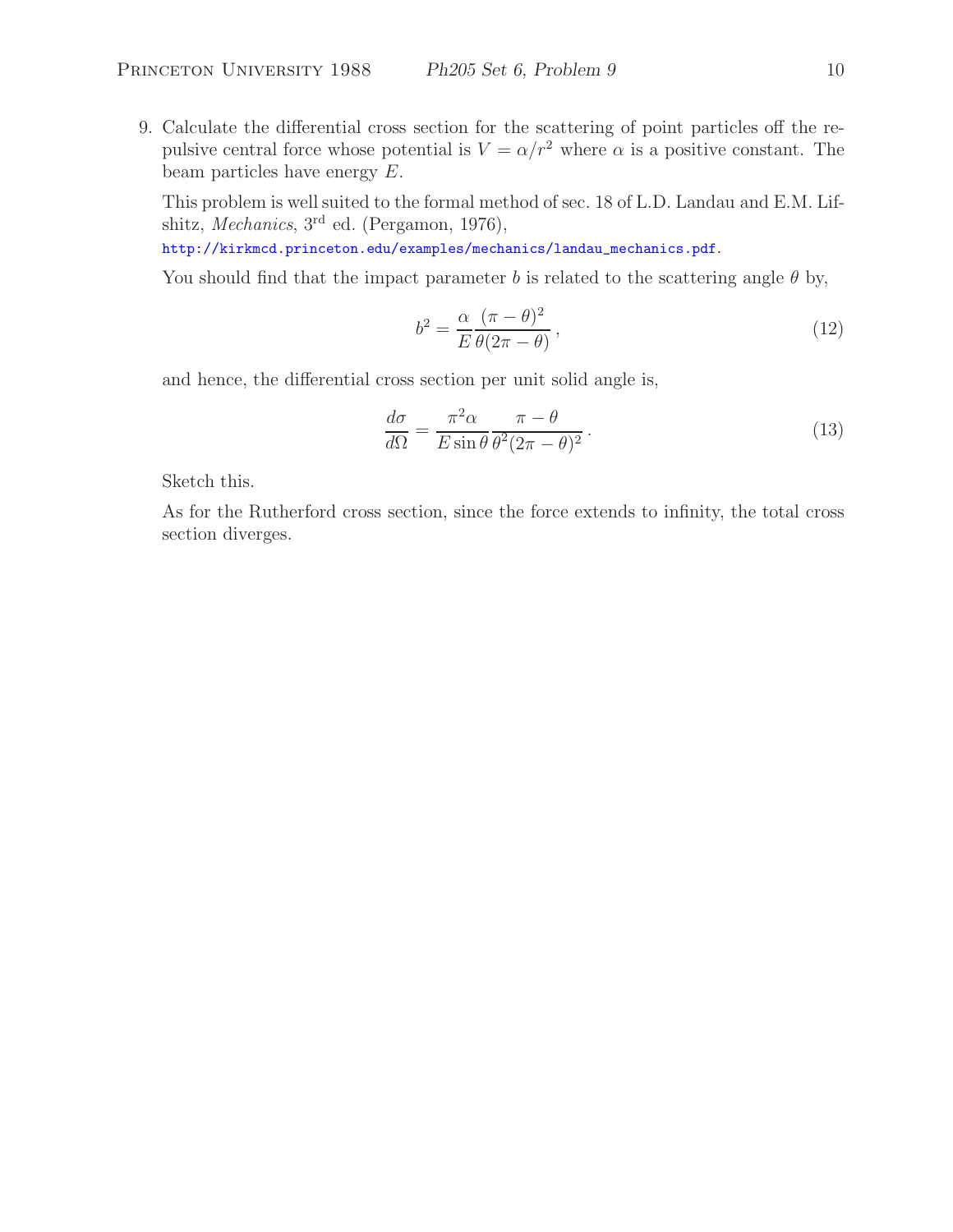9. Calculate the differential cross section for the scattering of point particles off the repulsive central force whose potential is $V = \alpha/r^2$ where $\alpha$ is a positive constant. The beam particles have energy $E$.

   This problem is well suited to the formal method of sec. 18 of L.D. Landau and E.M. Lifshitz, *Mechanics*, 3rd ed. (Pergamon, 1976),
   http://kirkmcd.princeton.edu/examples/mechanics/landau_mechanics.pdf.

   You should find that the impact parameter $b$ is related to the scattering angle $\theta$ by,

   $$b^2 = \frac{\alpha}{E} \frac{(\pi - \theta)^2}{\theta(2\pi - \theta)}, \tag{12}$$

   and hence, the differential cross section per unit solid angle is,

   $$\frac{d\sigma}{d\Omega} = \frac{\pi^2 \alpha}{E \sin\theta} \frac{\pi - \theta}{\theta^2 (2\pi - \theta)^2}. \tag{13}$$

   Sketch this.

   As for the Rutherford cross section, since the force extends to infinity, the total cross section diverges.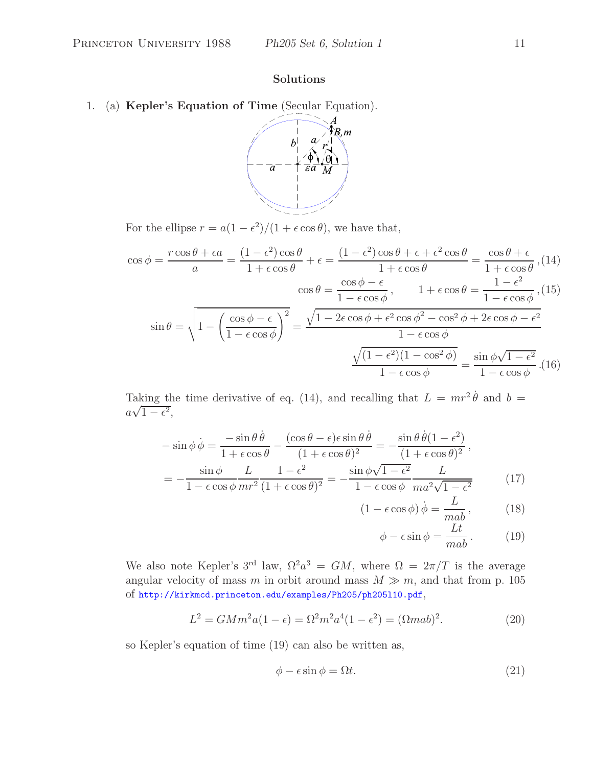## Solutions

1. (a) **Kepler's Equation of Time** (Secular Equation).

For the ellipse $r = a(1-\epsilon^2)/(1+\epsilon\cos\theta)$, we have that,

$$\cos\phi = \frac{r\cos\theta + \epsilon a}{a} = \frac{(1-\epsilon^2)\cos\theta}{1+\epsilon\cos\theta} + \epsilon = \frac{(1-\epsilon^2)\cos\theta + \epsilon + \epsilon^2\cos\theta}{1+\epsilon\cos\theta} = \frac{\cos\theta+\epsilon}{1+\epsilon\cos\theta}, \quad (14)$$

$$\cos\theta = \frac{\cos\phi - \epsilon}{1-\epsilon\cos\phi}, \qquad 1+\epsilon\cos\theta = \frac{1-\epsilon^2}{1-\epsilon\cos\phi}, \quad (15)$$

$$\sin\theta = \sqrt{1-\left(\frac{\cos\phi-\epsilon}{1-\epsilon\cos\phi}\right)^2} = \frac{\sqrt{1-2\epsilon\cos\phi+\epsilon^2\cos\phi^2 - \cos^2\phi + 2\epsilon\cos\phi - \epsilon^2}}{1-\epsilon\cos\phi}$$

$$\frac{\sqrt{(1-\epsilon^2)(1-\cos^2\phi)}}{1-\epsilon\cos\phi} = \frac{\sin\phi\sqrt{1-\epsilon^2}}{1-\epsilon\cos\phi}. \quad (16)$$

Taking the time derivative of eq. (14), and recalling that $L = mr^2\dot\theta$ and $b = a\sqrt{1-\epsilon^2}$,

$$-\sin\phi\,\dot\phi = \frac{-\sin\theta\,\dot\theta}{1+\epsilon\cos\theta} - \frac{(\cos\theta-\epsilon)\epsilon\sin\theta\,\dot\theta}{(1+\epsilon\cos\theta)^2} = -\frac{\sin\theta\,\dot\theta(1-\epsilon^2)}{(1+\epsilon\cos\theta)^2},$$

$$= -\frac{\sin\phi}{1-\epsilon\cos\phi}\frac{L}{mr^2}\frac{1-\epsilon^2}{(1+\epsilon\cos\theta)^2} = -\frac{\sin\phi\sqrt{1-\epsilon^2}}{1-\epsilon\cos\phi}\frac{L}{ma^2\sqrt{1-\epsilon^2}} \quad (17)$$

$$(1-\epsilon\cos\phi)\,\dot\phi = \frac{L}{mab}, \quad (18)$$

$$\phi - \epsilon\sin\phi = \frac{Lt}{mab}. \quad (19)$$

We also note Kepler's 3rd law, $\Omega^2 a^3 = GM$, where $\Omega = 2\pi/T$ is the average angular velocity of mass $m$ in orbit around mass $M \gg m$, and that from p. 105 of http://kirkmcd.princeton.edu/examples/Ph205/ph205l10.pdf,

$$L^2 = GMm^2a(1-\epsilon) = \Omega^2 m^2 a^4(1-\epsilon^2) = (\Omega mab)^2. \quad (20)$$

so Kepler's equation of time (19) can also be written as,

$$\phi - \epsilon\sin\phi = \Omega t. \quad (21)$$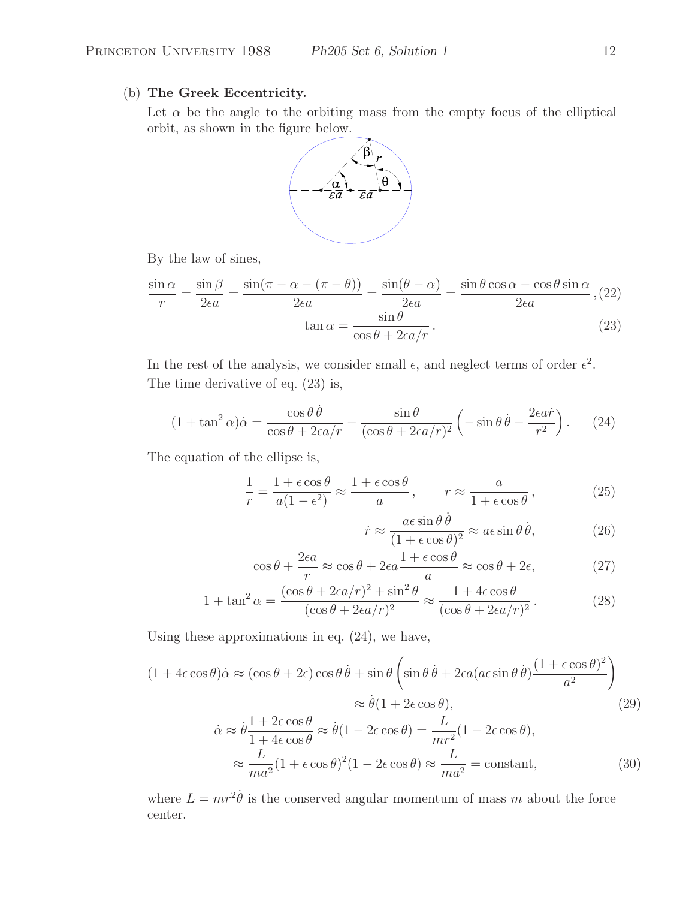(b) **The Greek Eccentricity.**

Let $\alpha$ be the angle to the orbiting mass from the empty focus of the elliptical orbit, as shown in the figure below.

By the law of sines,

$$\frac{\sin\alpha}{r} = \frac{\sin\beta}{2\epsilon a} = \frac{\sin(\pi - \alpha - (\pi - \theta))}{2\epsilon a} = \frac{\sin(\theta - \alpha)}{2\epsilon a} = \frac{\sin\theta\cos\alpha - \cos\theta\sin\alpha}{2\epsilon a}, \quad (22)$$

$$\tan\alpha = \frac{\sin\theta}{\cos\theta + 2\epsilon a/r}. \quad (23)$$

In the rest of the analysis, we consider small $\epsilon$, and neglect terms of order $\epsilon^2$. The time derivative of eq. (23) is,

$$(1 + \tan^2\alpha)\dot{\alpha} = \frac{\cos\theta\,\dot{\theta}}{\cos\theta + 2\epsilon a/r} - \frac{\sin\theta}{(\cos\theta + 2\epsilon a/r)^2}\left(-\sin\theta\,\dot{\theta} - \frac{2\epsilon a\dot{r}}{r^2}\right). \quad (24)$$

The equation of the ellipse is,

$$\frac{1}{r} = \frac{1 + \epsilon\cos\theta}{a(1 - \epsilon^2)} \approx \frac{1 + \epsilon\cos\theta}{a}, \qquad r \approx \frac{a}{1 + \epsilon\cos\theta}, \quad (25)$$

$$\dot{r} \approx \frac{a\epsilon\sin\theta\,\dot{\theta}}{(1 + \epsilon\cos\theta)^2} \approx a\epsilon\sin\theta\,\dot{\theta}, \quad (26)$$

$$\cos\theta + \frac{2\epsilon a}{r} \approx \cos\theta + 2\epsilon a\frac{1 + \epsilon\cos\theta}{a} \approx \cos\theta + 2\epsilon, \quad (27)$$

$$1 + \tan^2\alpha = \frac{(\cos\theta + 2\epsilon a/r)^2 + \sin^2\theta}{(\cos\theta + 2\epsilon a/r)^2} \approx \frac{1 + 4\epsilon\cos\theta}{(\cos\theta + 2\epsilon a/r)^2}. \quad (28)$$

Using these approximations in eq. (24), we have,

$$(1 + 4\epsilon\cos\theta)\dot{\alpha} \approx (\cos\theta + 2\epsilon)\cos\theta\,\dot{\theta} + \sin\theta\left(\sin\theta\,\dot{\theta} + 2\epsilon a(a\epsilon\sin\theta\,\dot{\theta})\frac{(1 + \epsilon\cos\theta)^2}{a^2}\right)$$

$$\approx \dot{\theta}(1 + 2\epsilon\cos\theta), \quad (29)$$

$$\dot{\alpha} \approx \dot{\theta}\frac{1 + 2\epsilon\cos\theta}{1 + 4\epsilon\cos\theta} \approx \dot{\theta}(1 - 2\epsilon\cos\theta) = \frac{L}{mr^2}(1 - 2\epsilon\cos\theta),$$

$$\approx \frac{L}{ma^2}(1 + \epsilon\cos\theta)^2(1 - 2\epsilon\cos\theta) \approx \frac{L}{ma^2} = \text{constant}, \quad (30)$$

where $L = mr^2\dot{\theta}$ is the conserved angular momentum of mass $m$ about the force center.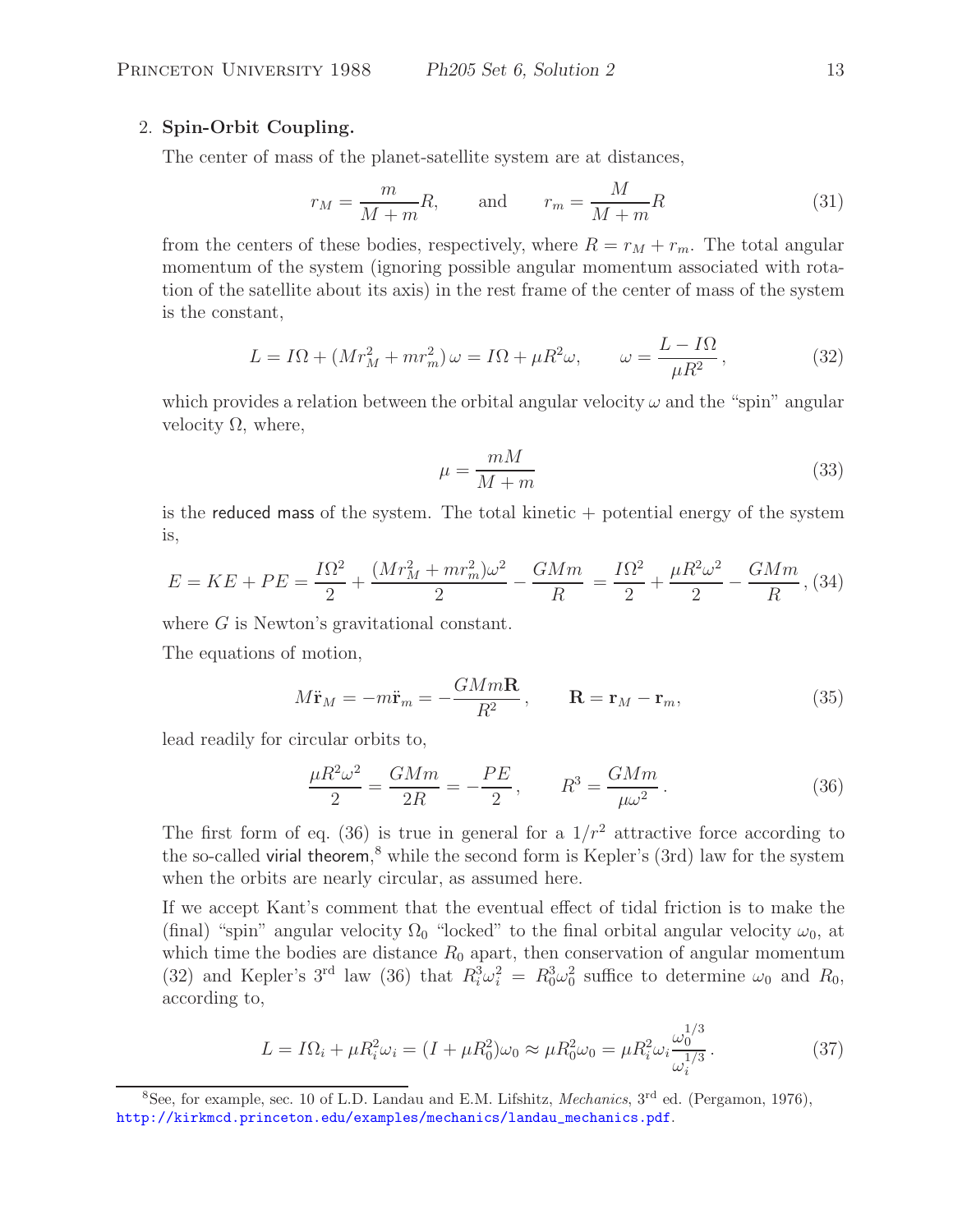2. **Spin-Orbit Coupling.**

The center of mass of the planet-satellite system are at distances,

$$r_M = \frac{m}{M+m}R, \qquad \text{and} \qquad r_m = \frac{M}{M+m}R \tag{31}$$

from the centers of these bodies, respectively, where $R = r_M + r_m$. The total angular momentum of the system (ignoring possible angular momentum associated with rotation of the satellite about its axis) in the rest frame of the center of mass of the system is the constant,

$$L = I\Omega + (Mr_M^2 + mr_m^2)\,\omega = I\Omega + \mu R^2 \omega, \qquad \omega = \frac{L - I\Omega}{\mu R^2}\,, \tag{32}$$

which provides a relation between the orbital angular velocity $\omega$ and the "spin" angular velocity $\Omega$, where,

$$\mu = \frac{mM}{M+m} \tag{33}$$

is the reduced mass of the system. The total kinetic + potential energy of the system is,

$$E = KE + PE = \frac{I\Omega^2}{2} + \frac{(Mr_M^2 + mr_m^2)\omega^2}{2} - \frac{GMm}{R} = \frac{I\Omega^2}{2} + \frac{\mu R^2 \omega^2}{2} - \frac{GMm}{R}\,, \tag{34}$$

where $G$ is Newton's gravitational constant.

The equations of motion,

$$M\ddot{\mathbf{r}}_M = -m\ddot{\mathbf{r}}_m = -\frac{GMm\mathbf{R}}{R^2}\,, \qquad \mathbf{R} = \mathbf{r}_M - \mathbf{r}_m, \tag{35}$$

lead readily for circular orbits to,

$$\frac{\mu R^2 \omega^2}{2} = \frac{GMm}{2R} = -\frac{PE}{2}\,, \qquad R^3 = \frac{GMm}{\mu\omega^2}\,. \tag{36}$$

The first form of eq. (36) is true in general for a $1/r^2$ attractive force according to the so-called virial theorem,[8] while the second form is Kepler's (3rd) law for the system when the orbits are nearly circular, as assumed here.

If we accept Kant's comment that the eventual effect of tidal friction is to make the (final) "spin" angular velocity $\Omega_0$ "locked" to the final orbital angular velocity $\omega_0$, at which time the bodies are distance $R_0$ apart, then conservation of angular momentum (32) and Kepler's 3rd law (36) that $R_i^3\omega_i^2 = R_0^3\omega_0^2$ suffice to determine $\omega_0$ and $R_0$, according to,

$$L = I\Omega_i + \mu R_i^2 \omega_i = (I + \mu R_0^2)\omega_0 \approx \mu R_0^2 \omega_0 = \mu R_i^2 \omega_i \frac{\omega_0^{1/3}}{\omega_i^{1/3}}\,. \tag{37}$$

[8] See, for example, sec. 10 of L.D. Landau and E.M. Lifshitz, *Mechanics*, 3rd ed. (Pergamon, 1976), http://kirkmcd.princeton.edu/examples/mechanics/landau_mechanics.pdf.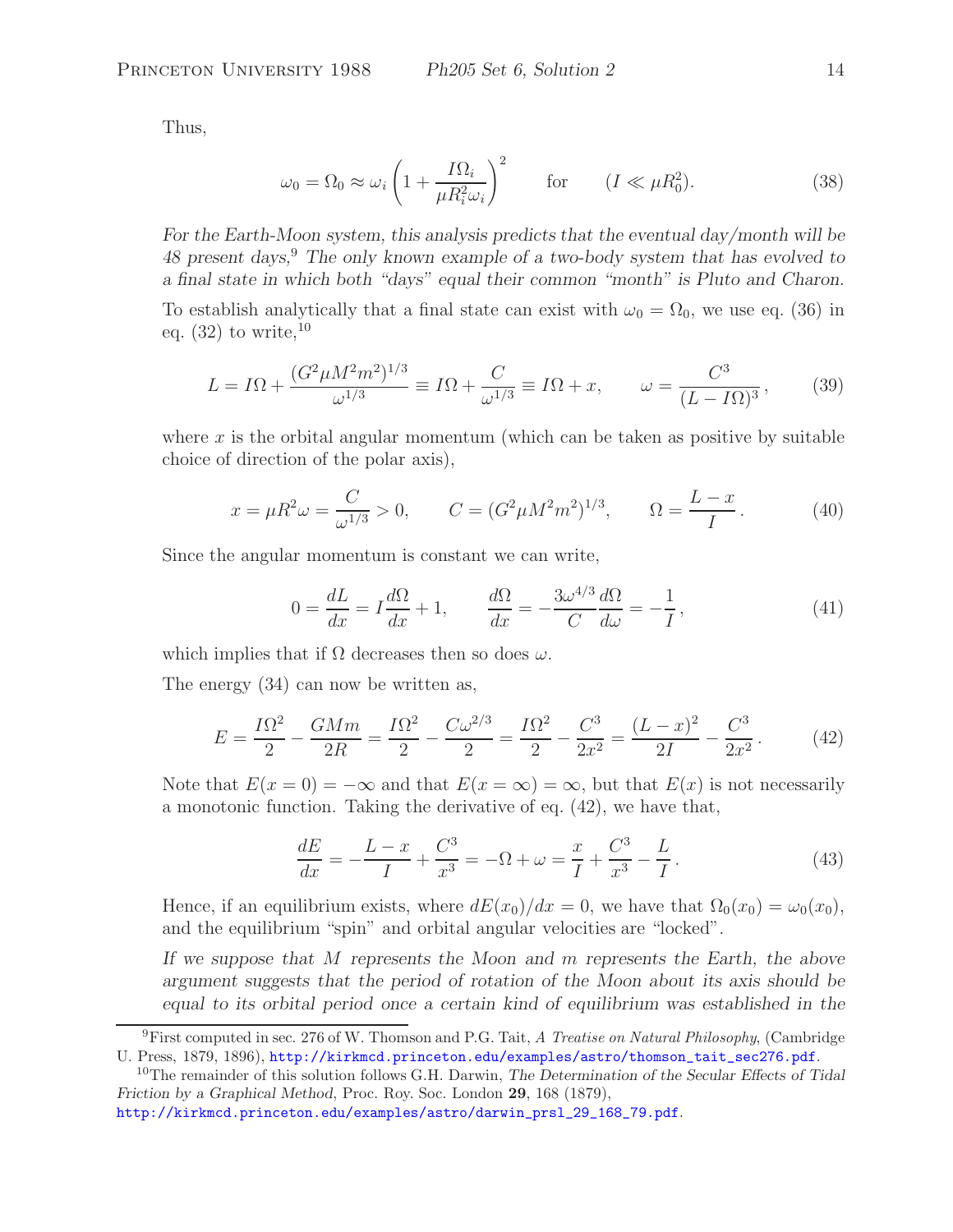Thus,

$$\omega_0 = \Omega_0 \approx \omega_i \left(1 + \frac{I\Omega_i}{\mu R_i^2 \omega_i}\right)^2 \qquad \text{for} \qquad (I \ll \mu R_0^2). \tag{38}$$

*For the Earth-Moon system, this analysis predicts that the eventual day/month will be 48 present days,*[9] *The only known example of a two-body system that has evolved to a final state in which both "days" equal their common "month" is Pluto and Charon.*

To establish analytically that a final state can exist with $\omega_0 = \Omega_0$, we use eq. (36) in eq. (32) to write,[10]

$$L = I\Omega + \frac{(G^2 \mu M^2 m^2)^{1/3}}{\omega^{1/3}} \equiv I\Omega + \frac{C}{\omega^{1/3}} \equiv I\Omega + x, \qquad \omega = \frac{C^3}{(L - I\Omega)^3}, \tag{39}$$

where $x$ is the orbital angular momentum (which can be taken as positive by suitable choice of direction of the polar axis),

$$x = \mu R^2 \omega = \frac{C}{\omega^{1/3}} > 0, \qquad C = (G^2 \mu M^2 m^2)^{1/3}, \qquad \Omega = \frac{L - x}{I}. \tag{40}$$

Since the angular momentum is constant we can write,

$$0 = \frac{dL}{dx} = I\frac{d\Omega}{dx} + 1, \qquad \frac{d\Omega}{dx} = -\frac{3\omega^{4/3}}{C}\frac{d\Omega}{d\omega} = -\frac{1}{I}, \tag{41}$$

which implies that if $\Omega$ decreases then so does $\omega$.

The energy (34) can now be written as,

$$E = \frac{I\Omega^2}{2} - \frac{GMm}{2R} = \frac{I\Omega^2}{2} - \frac{C\omega^{2/3}}{2} = \frac{I\Omega^2}{2} - \frac{C^3}{2x^2} = \frac{(L - x)^2}{2I} - \frac{C^3}{2x^2}. \tag{42}$$

Note that $E(x = 0) = -\infty$ and that $E(x = \infty) = \infty$, but that $E(x)$ is not necessarily a monotonic function. Taking the derivative of eq. (42), we have that,

$$\frac{dE}{dx} = -\frac{L - x}{I} + \frac{C^3}{x^3} = -\Omega + \omega = \frac{x}{I} + \frac{C^3}{x^3} - \frac{L}{I}. \tag{43}$$

Hence, if an equilibrium exists, where $dE(x_0)/dx = 0$, we have that $\Omega_0(x_0) = \omega_0(x_0)$, and the equilibrium "spin" and orbital angular velocities are "locked".

*If we suppose that $M$ represents the Moon and $m$ represents the Earth, the above argument suggests that the period of rotation of the Moon about its axis should be equal to its orbital period once a certain kind of equilibrium was established in the*

---

[9] First computed in sec. 276 of W. Thomson and P.G. Tait, *A Treatise on Natural Philosophy*, (Cambridge U. Press, 1879, 1896), http://kirkmcd.princeton.edu/examples/astro/thomson_tait_sec276.pdf.

[10] The remainder of this solution follows G.H. Darwin, *The Determination of the Secular Effects of Tidal Friction by a Graphical Method*, Proc. Roy. Soc. London **29**, 168 (1879), http://kirkmcd.princeton.edu/examples/astro/darwin_prsl_29_168_79.pdf.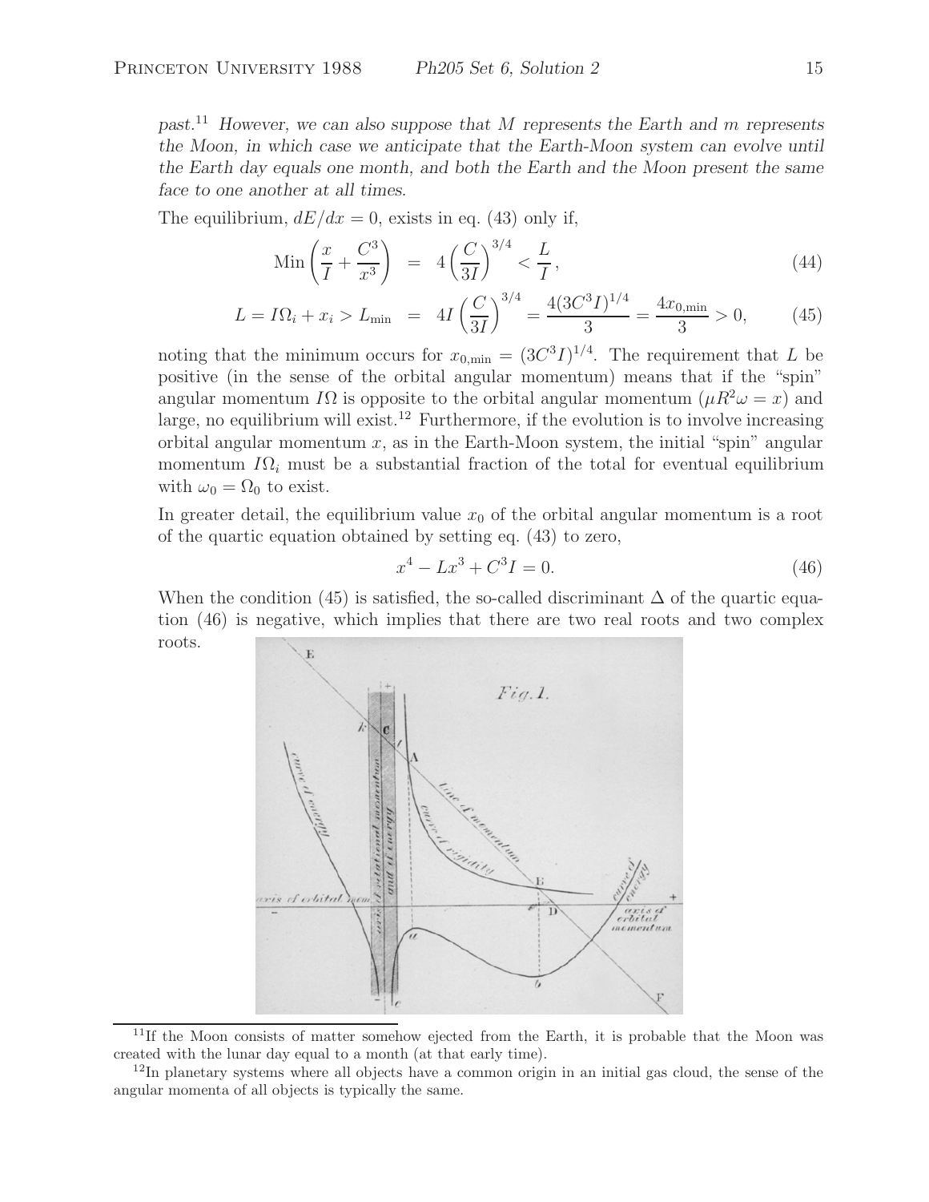*past.*[11] *However, we can also suppose that M represents the Earth and m represents the Moon, in which case we anticipate that the Earth-Moon system can evolve until the Earth day equals one month, and both the Earth and the Moon present the same face to one another at all times.*

The equilibrium, $dE/dx = 0$, exists in eq. (43) only if,

$$\text{Min}\left(\frac{x}{I} + \frac{C^3}{x^3}\right) = 4\left(\frac{C}{3I}\right)^{3/4} < \frac{L}{I}, \tag{44}$$

$$L = I\Omega_i + x_i > L_{\min} = 4I\left(\frac{C}{3I}\right)^{3/4} = \frac{4(3C^3I)^{1/4}}{3} = \frac{4x_{0,\min}}{3} > 0, \tag{45}$$

noting that the minimum occurs for $x_{0,\min} = (3C^3I)^{1/4}$. The requirement that $L$ be positive (in the sense of the orbital angular momentum) means that if the "spin" angular momentum $I\Omega$ is opposite to the orbital angular momentum ($\mu R^2\omega = x$) and large, no equilibrium will exist.[12] Furthermore, if the evolution is to involve increasing orbital angular momentum $x$, as in the Earth-Moon system, the initial "spin" angular momentum $I\Omega_i$ must be a substantial fraction of the total for eventual equilibrium with $\omega_0 = \Omega_0$ to exist.

In greater detail, the equilibrium value $x_0$ of the orbital angular momentum is a root of the quartic equation obtained by setting eq. (43) to zero,

$$x^4 - Lx^3 + C^3I = 0. \tag{46}$$

When the condition (45) is satisfied, the so-called discriminant $\Delta$ of the quartic equation (46) is negative, which implies that there are two real roots and two complex roots.

[11] If the Moon consists of matter somehow ejected from the Earth, it is probable that the Moon was created with the lunar day equal to a month (at that early time).

[12] In planetary systems where all objects have a common origin in an initial gas cloud, the sense of the angular momenta of all objects is typically the same.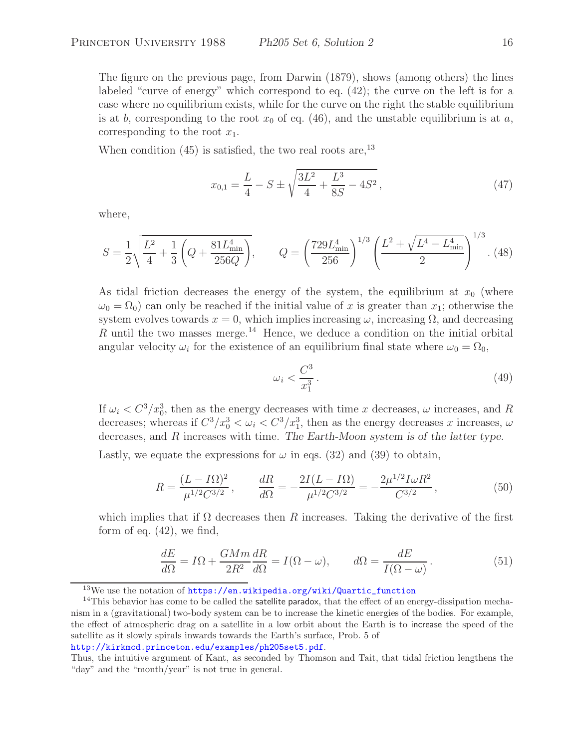The figure on the previous page, from Darwin (1879), shows (among others) the lines labeled "curve of energy" which correspond to eq. (42); the curve on the left is for a case where no equilibrium exists, while for the curve on the right the stable equilibrium is at $b$, corresponding to the root $x_0$ of eq. (46), and the unstable equilibrium is at $a$, corresponding to the root $x_1$.

When condition (45) is satisfied, the two real roots are,[13]

$$x_{0,1} = \frac{L}{4} - S \pm \sqrt{\frac{3L^2}{4} + \frac{L^3}{8S} - 4S^2}\,, \tag{47}$$

where,

$$S = \frac{1}{2}\sqrt{\frac{L^2}{4} + \frac{1}{3}\left(Q + \frac{81L_{\rm min}^4}{256Q}\right)}, \qquad Q = \left(\frac{729L_{\rm min}^4}{256}\right)^{1/3}\left(\frac{L^2 + \sqrt{L^4 - L_{\rm min}^4}}{2}\right)^{1/3}. \tag{48}$$

As tidal friction decreases the energy of the system, the equilibrium at $x_0$ (where $\omega_0 = \Omega_0$) can only be reached if the initial value of $x$ is greater than $x_1$; otherwise the system evolves towards $x = 0$, which implies increasing $\omega$, increasing $\Omega$, and decreasing $R$ until the two masses merge.[14] Hence, we deduce a condition on the initial orbital angular velocity $\omega_i$ for the existence of an equilibrium final state where $\omega_0 = \Omega_0$,

$$\omega_i < \frac{C^3}{x_1^3}\,. \tag{49}$$

If $\omega_i < C^3/x_0^3$, then as the energy decreases with time $x$ decreases, $\omega$ increases, and $R$ decreases; whereas if $C^3/x_0^3 < \omega_i < C^3/x_1^3$, then as the energy decreases $x$ increases, $\omega$ decreases, and $R$ increases with time. *The Earth-Moon system is of the latter type.*

Lastly, we equate the expressions for $\omega$ in eqs. (32) and (39) to obtain,

$$R = \frac{(L - I\Omega)^2}{\mu^{1/2}C^{3/2}}\,, \qquad \frac{dR}{d\Omega} = -\frac{2I(L - I\Omega)}{\mu^{1/2}C^{3/2}} = -\frac{2\mu^{1/2}I\omega R^2}{C^{3/2}}\,, \tag{50}$$

which implies that if $\Omega$ decreases then $R$ increases. Taking the derivative of the first form of eq. (42), we find,

$$\frac{dE}{d\Omega} = I\Omega + \frac{GMm}{2R^2}\frac{dR}{d\Omega} = I(\Omega - \omega), \qquad d\Omega = \frac{dE}{I(\Omega - \omega)}\,. \tag{51}$$

---

[13] We use the notation of https://en.wikipedia.org/wiki/Quartic_function

[14] This behavior has come to be called the satellite paradox, that the effect of an energy-dissipation mechanism in a (gravitational) two-body system can be to increase the kinetic energies of the bodies. For example, the effect of atmospheric drag on a satellite in a low orbit about the Earth is to increase the speed of the satellite as it slowly spirals inwards towards the Earth's surface, Prob. 5 of http://kirkmcd.princeton.edu/examples/ph205set5.pdf.
Thus, the intuitive argument of Kant, as seconded by Thomson and Tait, that tidal friction lengthens the "day" and the "month/year" is not true in general.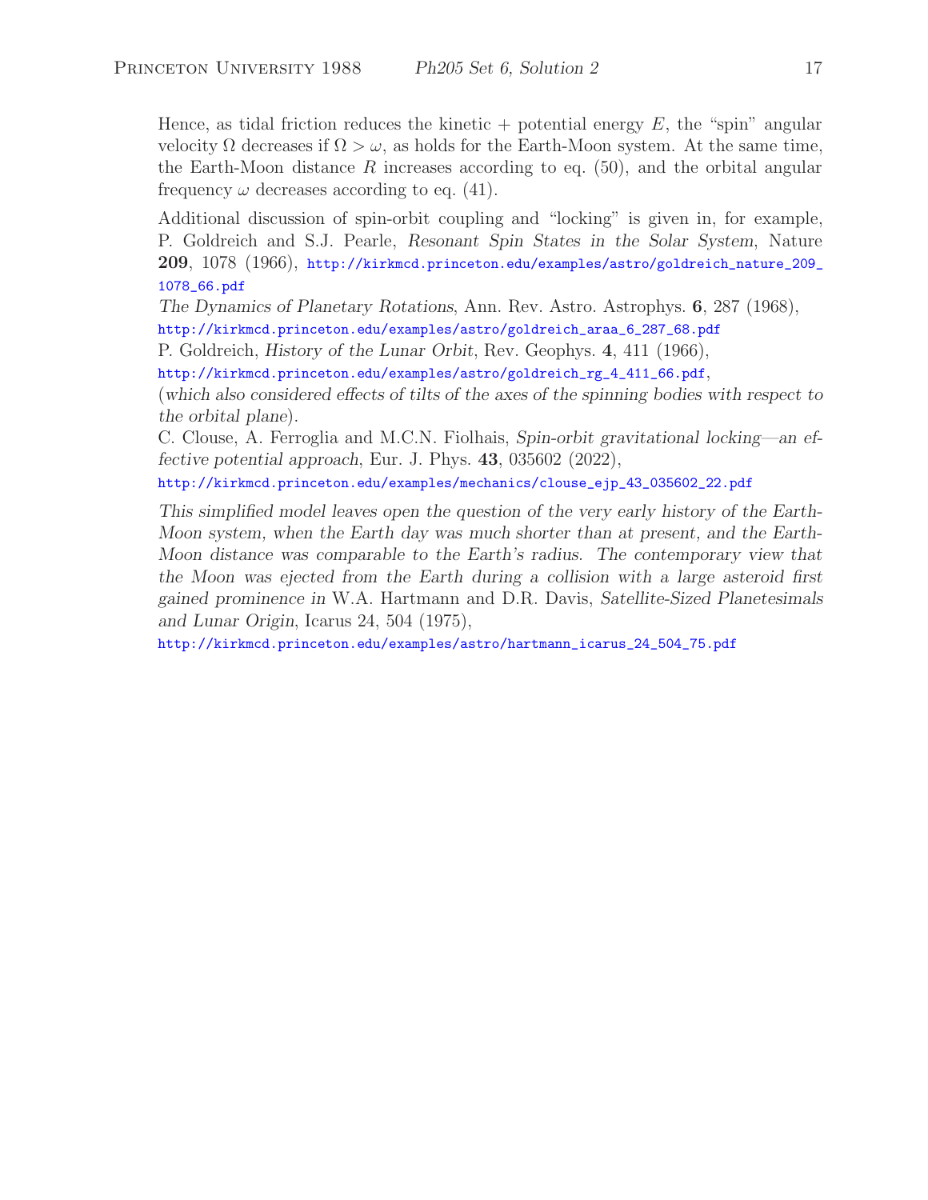Hence, as tidal friction reduces the kinetic + potential energy $E$, the "spin" angular velocity $\Omega$ decreases if $\Omega > \omega$, as holds for the Earth-Moon system. At the same time, the Earth-Moon distance $R$ increases according to eq. (50), and the orbital angular frequency $\omega$ decreases according to eq. (41).

Additional discussion of spin-orbit coupling and "locking" is given in, for example, P. Goldreich and S.J. Pearle, *Resonant Spin States in the Solar System*, Nature **209**, 1078 (1966), http://kirkmcd.princeton.edu/examples/astro/goldreich_nature_209_1078_66.pdf

*The Dynamics of Planetary Rotations*, Ann. Rev. Astro. Astrophys. **6**, 287 (1968), http://kirkmcd.princeton.edu/examples/astro/goldreich_araa_6_287_68.pdf

P. Goldreich, *History of the Lunar Orbit*, Rev. Geophys. **4**, 411 (1966), http://kirkmcd.princeton.edu/examples/astro/goldreich_rg_4_411_66.pdf,

(*which also considered effects of tilts of the axes of the spinning bodies with respect to the orbital plane*).

C. Clouse, A. Ferroglia and M.C.N. Fiolhais, *Spin-orbit gravitational locking—an effective potential approach*, Eur. J. Phys. **43**, 035602 (2022), http://kirkmcd.princeton.edu/examples/mechanics/clouse_ejp_43_035602_22.pdf

*This simplified model leaves open the question of the very early history of the Earth-Moon system, when the Earth day was much shorter than at present, and the Earth-Moon distance was comparable to the Earth's radius. The contemporary view that the Moon was ejected from the Earth during a collision with a large asteroid first gained prominence in* W.A. Hartmann and D.R. Davis, *Satellite-Sized Planetesimals and Lunar Origin*, Icarus 24, 504 (1975), http://kirkmcd.princeton.edu/examples/astro/hartmann_icarus_24_504_75.pdf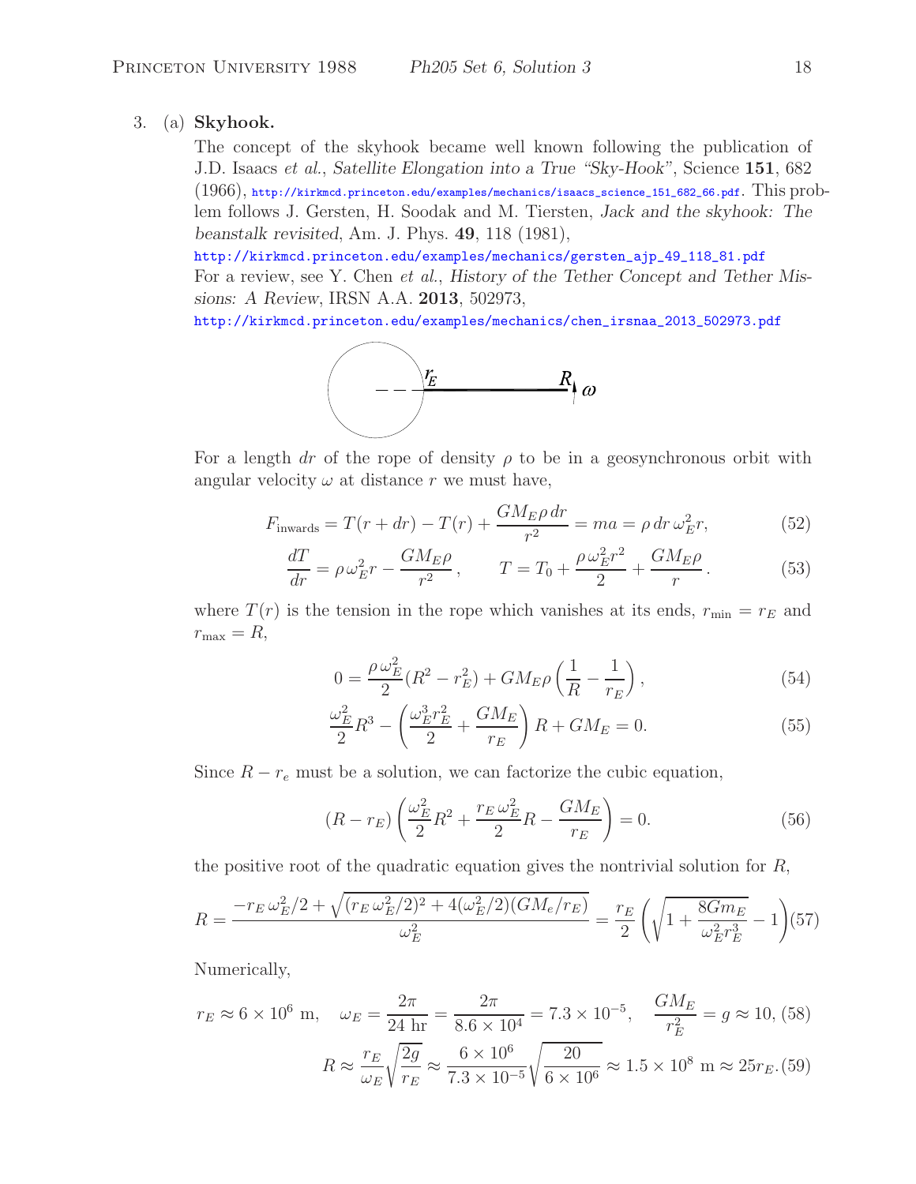3. (a) **Skyhook.**

The concept of the skyhook became well known following the publication of J.D. Isaacs *et al.*, *Satellite Elongation into a True "Sky-Hook"*, Science **151**, 682 (1966), http://kirkmcd.princeton.edu/examples/mechanics/isaacs_science_151_682_66.pdf. This problem follows J. Gersten, H. Soodak and M. Tiersten, *Jack and the skyhook: The beanstalk revisited*, Am. J. Phys. **49**, 118 (1981), http://kirkmcd.princeton.edu/examples/mechanics/gersten_ajp_49_118_81.pdf For a review, see Y. Chen *et al.*, *History of the Tether Concept and Tether Missions: A Review*, IRSN A.A. **2013**, 502973, http://kirkmcd.princeton.edu/examples/mechanics/chen_irsnaa_2013_502973.pdf

For a length $dr$ of the rope of density $\rho$ to be in a geosynchronous orbit with angular velocity $\omega$ at distance $r$ we must have,

$$F_{\rm inwards} = T(r+dr) - T(r) + \frac{GM_E \rho\, dr}{r^2} = ma = \rho\, dr\, \omega_E^2 r, \tag{52}$$

$$\frac{dT}{dr} = \rho\, \omega_E^2 r - \frac{GM_E \rho}{r^2}, \qquad T = T_0 + \frac{\rho\, \omega_E^2 r^2}{2} + \frac{GM_E \rho}{r}. \tag{53}$$

where $T(r)$ is the tension in the rope which vanishes at its ends, $r_{\rm min} = r_E$ and $r_{\rm max} = R$,

$$0 = \frac{\rho\, \omega_E^2}{2}(R^2 - r_E^2) + GM_E \rho \left(\frac{1}{R} - \frac{1}{r_E}\right), \tag{54}$$

$$\frac{\omega_E^2}{2} R^3 - \left(\frac{\omega_E^3 r_E^2}{2} + \frac{GM_E}{r_E}\right) R + GM_E = 0. \tag{55}$$

Since $R - r_e$ must be a solution, we can factorize the cubic equation,

$$(R - r_E)\left(\frac{\omega_E^2}{2} R^2 + \frac{r_E\, \omega_E^2}{2} R - \frac{GM_E}{r_E}\right) = 0. \tag{56}$$

the positive root of the quadratic equation gives the nontrivial solution for $R$,

$$R = \frac{-r_E\, \omega_E^2/2 + \sqrt{(r_E\, \omega_E^2/2)^2 + 4(\omega_E^2/2)(GM_e/r_E)}}{\omega_E^2} = \frac{r_E}{2}\left(\sqrt{1 + \frac{8Gm_E}{\omega_E^2 r_E^3}} - 1\right) \tag{57}$$

Numerically,

$$r_E \approx 6 \times 10^6 \text{ m}, \quad \omega_E = \frac{2\pi}{24 \text{ hr}} = \frac{2\pi}{8.6 \times 10^4} = 7.3 \times 10^{-5}, \quad \frac{GM_E}{r_E^2} = g \approx 10, \tag{58}$$

$$R \approx \frac{r_E}{\omega_E}\sqrt{\frac{2g}{r_E}} \approx \frac{6 \times 10^6}{7.3 \times 10^{-5}}\sqrt{\frac{20}{6 \times 10^6}} \approx 1.5 \times 10^8 \text{ m} \approx 25 r_E. \tag{59}$$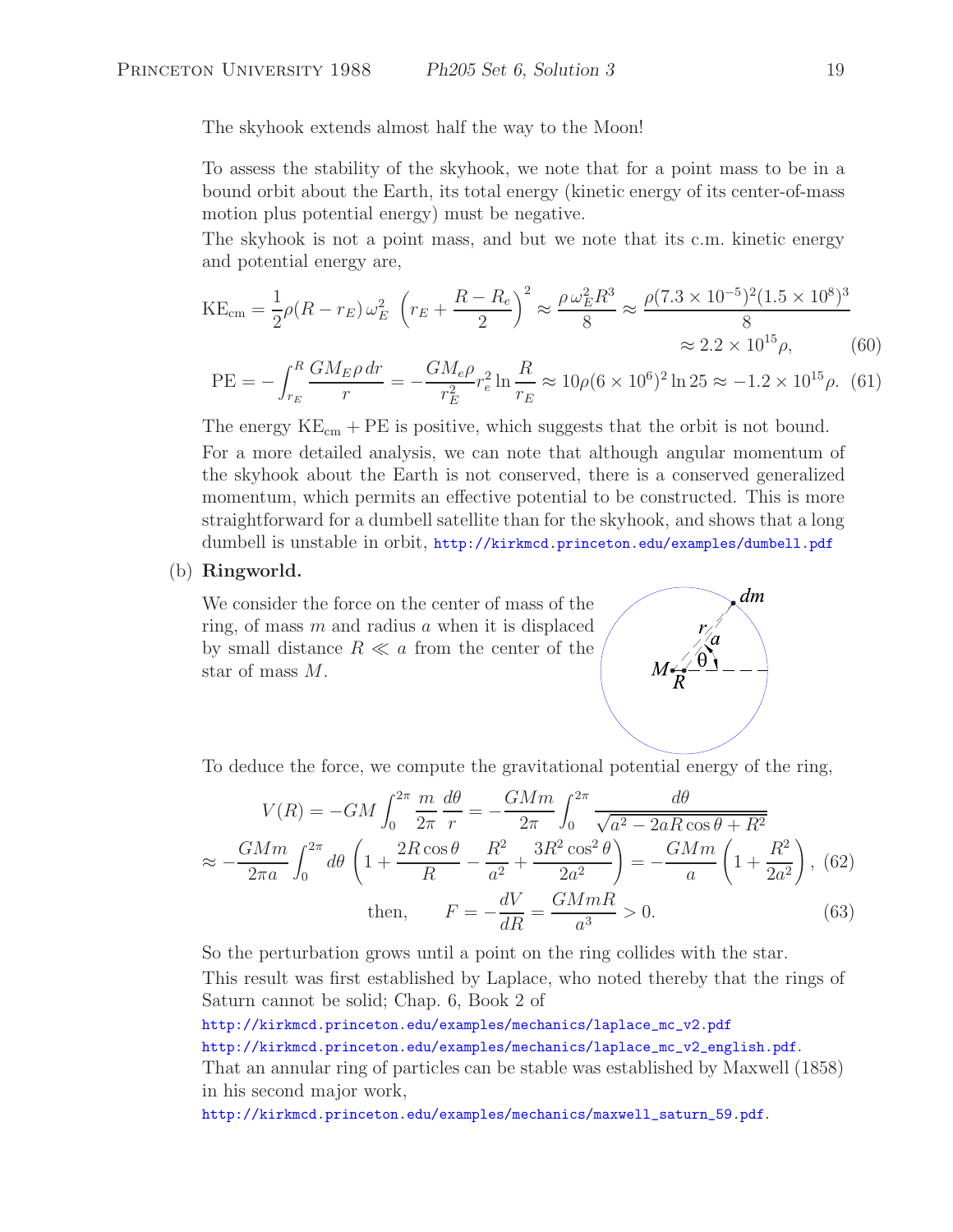The skyhook extends almost half the way to the Moon!

To assess the stability of the skyhook, we note that for a point mass to be in a bound orbit about the Earth, its total energy (kinetic energy of its center-of-mass motion plus potential energy) must be negative.

The skyhook is not a point mass, and but we note that its c.m. kinetic energy and potential energy are,

$$\text{KE}_{\text{cm}} = \frac{1}{2}\rho(R - r_E)\,\omega_E^2 \;\left(r_E + \frac{R - R_e}{2}\right)^2 \approx \frac{\rho\,\omega_E^2 R^3}{8} \approx \frac{\rho(7.3\times10^{-5})^2(1.5\times10^8)^3}{8} \approx 2.2\times10^{15}\rho, \tag{60}$$

$$\text{PE} = -\int_{r_E}^{R}\frac{GM_E\rho\,dr}{r} = -\frac{GM_e\rho}{r_E^2}r_e^2\ln\frac{R}{r_E} \approx 10\rho(6\times10^6)^2\ln 25 \approx -1.2\times10^{15}\rho. \tag{61}$$

The energy $\text{KE}_{\text{cm}} + \text{PE}$ is positive, which suggests that the orbit is not bound.

For a more detailed analysis, we can note that although angular momentum of the skyhook about the Earth is not conserved, there is a conserved generalized momentum, which permits an effective potential to be constructed. This is more straightforward for a dumbell satellite than for the skyhook, and shows that a long dumbell is unstable in orbit, http://kirkmcd.princeton.edu/examples/dumbell.pdf

(b) **Ringworld.**

We consider the force on the center of mass of the ring, of mass $m$ and radius $a$ when it is displaced by small distance $R \ll a$ from the center of the star of mass $M$.

To deduce the force, we compute the gravitational potential energy of the ring,

$$V(R) = -GM\int_0^{2\pi}\frac{m}{2\pi}\frac{d\theta}{r} = -\frac{GMm}{2\pi}\int_0^{2\pi}\frac{d\theta}{\sqrt{a^2 - 2aR\cos\theta + R^2}}$$

$$\approx -\frac{GMm}{2\pi a}\int_0^{2\pi}d\theta\left(1 + \frac{2R\cos\theta}{R} - \frac{R^2}{a^2} + \frac{3R^2\cos^2\theta}{2a^2}\right) = -\frac{GMm}{a}\left(1 + \frac{R^2}{2a^2}\right), \tag{62}$$

$$\text{then,} \qquad F = -\frac{dV}{dR} = \frac{GMmR}{a^3} > 0. \tag{63}$$

So the perturbation grows until a point on the ring collides with the star.

This result was first established by Laplace, who noted thereby that the rings of Saturn cannot be solid; Chap. 6, Book 2 of

http://kirkmcd.princeton.edu/examples/mechanics/laplace_mc_v2.pdf

http://kirkmcd.princeton.edu/examples/mechanics/laplace_mc_v2_english.pdf.

That an annular ring of particles can be stable was established by Maxwell (1858) in his second major work,

http://kirkmcd.princeton.edu/examples/mechanics/maxwell_saturn_59.pdf.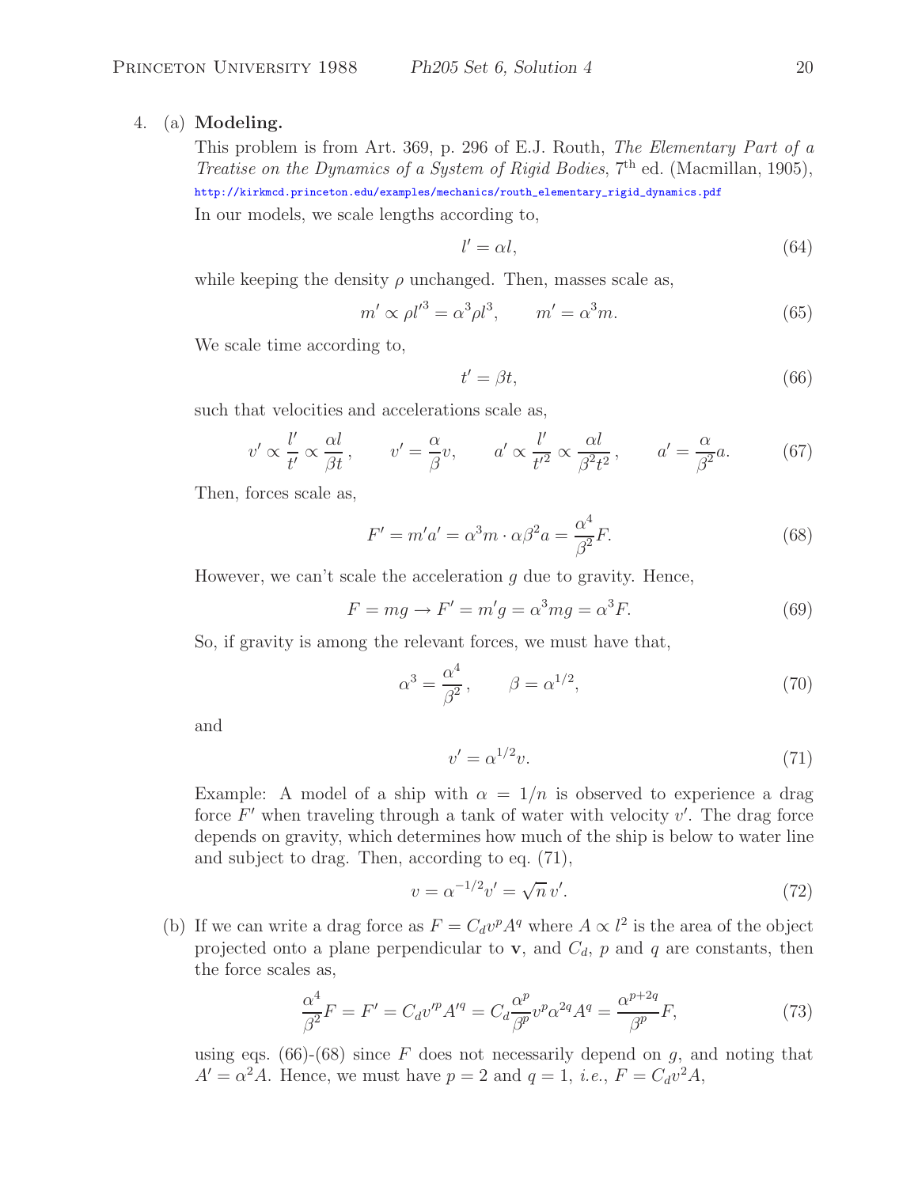4. (a) **Modeling.**

This problem is from Art. 369, p. 296 of E.J. Routh, *The Elementary Part of a Treatise on the Dynamics of a System of Rigid Bodies*, 7th ed. (Macmillan, 1905), http://kirkmcd.princeton.edu/examples/mechanics/routh_elementary_rigid_dynamics.pdf

In our models, we scale lengths according to,

$$l' = \alpha l, \tag{64}$$

while keeping the density $\rho$ unchanged. Then, masses scale as,

$$m' \propto \rho l'^3 = \alpha^3 \rho l^3, \qquad m' = \alpha^3 m. \tag{65}$$

We scale time according to,

$$t' = \beta t, \tag{66}$$

such that velocities and accelerations scale as,

$$v' \propto \frac{l'}{t'} \propto \frac{\alpha l}{\beta t}, \qquad v' = \frac{\alpha}{\beta} v, \qquad a' \propto \frac{l'}{t'^2} \propto \frac{\alpha l}{\beta^2 t^2}, \qquad a' = \frac{\alpha}{\beta^2} a. \tag{67}$$

Then, forces scale as,

$$F' = m'a' = \alpha^3 m \cdot \alpha \beta^2 a = \frac{\alpha^4}{\beta^2} F. \tag{68}$$

However, we can't scale the acceleration $g$ due to gravity. Hence,

$$F = mg \to F' = m'g = \alpha^3 mg = \alpha^3 F. \tag{69}$$

So, if gravity is among the relevant forces, we must have that,

$$\alpha^3 = \frac{\alpha^4}{\beta^2}, \qquad \beta = \alpha^{1/2}, \tag{70}$$

and

$$v' = \alpha^{1/2} v. \tag{71}$$

Example: A model of a ship with $\alpha = 1/n$ is observed to experience a drag force $F'$ when traveling through a tank of water with velocity $v'$. The drag force depends on gravity, which determines how much of the ship is below to water line and subject to drag. Then, according to eq. (71),

$$v = \alpha^{-1/2} v' = \sqrt{n}\, v'. \tag{72}$$

(b) If we can write a drag force as $F = C_d v^p A^q$ where $A \propto l^2$ is the area of the object projected onto a plane perpendicular to $\mathbf{v}$, and $C_d$, $p$ and $q$ are constants, then the force scales as,

$$\frac{\alpha^4}{\beta^2} F = F' = C_d v'^p A'^q = C_d \frac{\alpha^p}{\beta^p} v^p \alpha^{2q} A^q = \frac{\alpha^{p+2q}}{\beta^p} F, \tag{73}$$

using eqs. (66)-(68) since $F$ does not necessarily depend on $g$, and noting that $A' = \alpha^2 A$. Hence, we must have $p = 2$ and $q = 1$, *i.e.*, $F = C_d v^2 A$,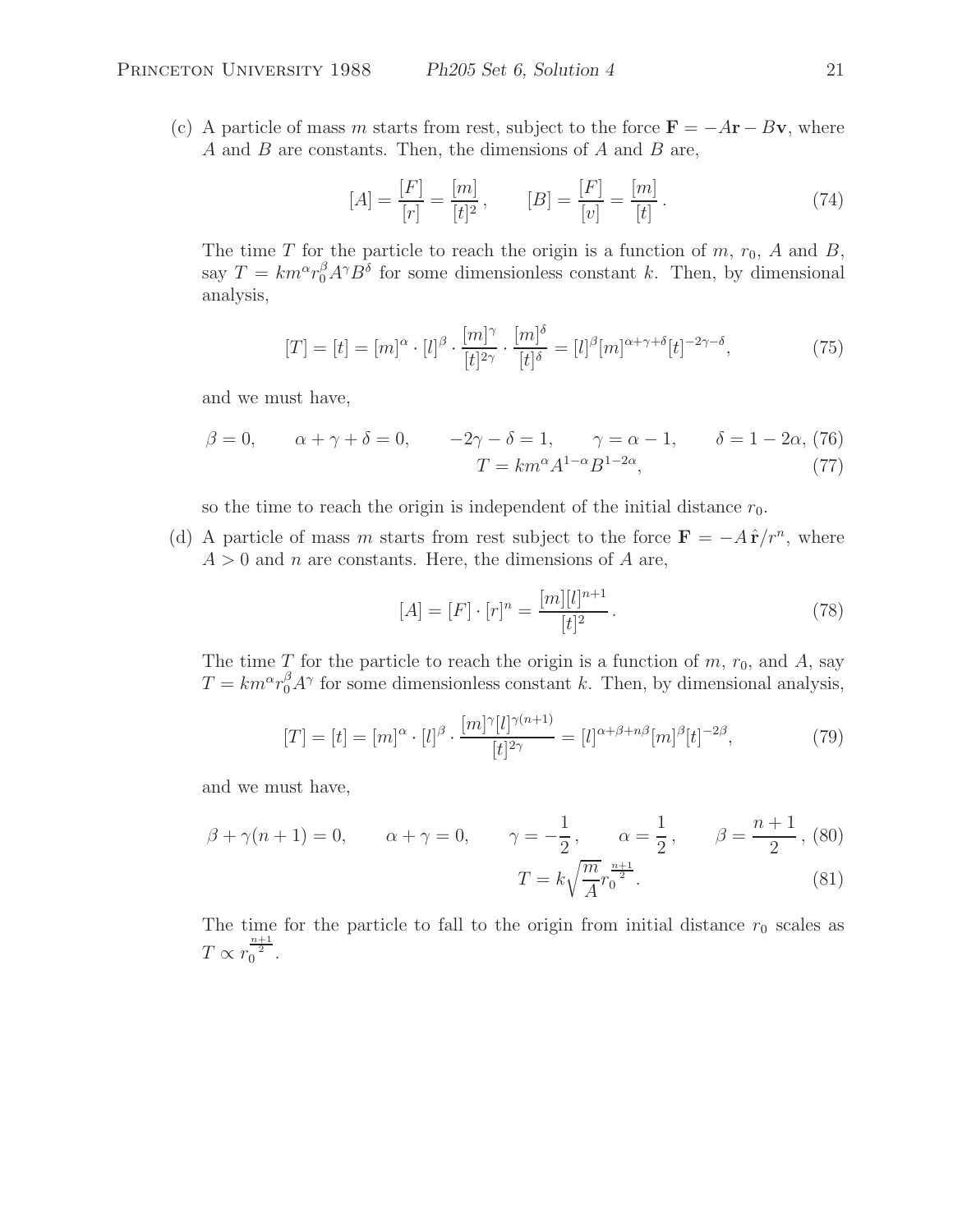(c) A particle of mass $m$ starts from rest, subject to the force $\mathbf{F} = -A\mathbf{r} - B\mathbf{v}$, where $A$ and $B$ are constants. Then, the dimensions of $A$ and $B$ are,

$$[A] = \frac{[F]}{[r]} = \frac{[m]}{[t]^2}, \qquad [B] = \frac{[F]}{[v]} = \frac{[m]}{[t]}. \tag{74}$$

The time $T$ for the particle to reach the origin is a function of $m$, $r_0$, $A$ and $B$, say $T = km^\alpha r_0^\beta A^\gamma B^\delta$ for some dimensionless constant $k$. Then, by dimensional analysis,

$$[T] = [t] = [m]^\alpha \cdot [l]^\beta \cdot \frac{[m]^\gamma}{[t]^{2\gamma}} \cdot \frac{[m]^\delta}{[t]^\delta} = [l]^\beta [m]^{\alpha+\gamma+\delta}[t]^{-2\gamma-\delta}, \tag{75}$$

and we must have,

$$\beta = 0, \qquad \alpha + \gamma + \delta = 0, \qquad -2\gamma - \delta = 1, \qquad \gamma = \alpha - 1, \qquad \delta = 1 - 2\alpha, \tag{76}$$

$$T = km^\alpha A^{1-\alpha} B^{1-2\alpha}, \tag{77}$$

so the time to reach the origin is independent of the initial distance $r_0$.

(d) A particle of mass $m$ starts from rest subject to the force $\mathbf{F} = -A\,\hat{\mathbf{r}}/r^n$, where $A > 0$ and $n$ are constants. Here, the dimensions of $A$ are,

$$[A] = [F] \cdot [r]^n = \frac{[m][l]^{n+1}}{[t]^2}. \tag{78}$$

The time $T$ for the particle to reach the origin is a function of $m$, $r_0$, and $A$, say $T = km^\alpha r_0^\beta A^\gamma$ for some dimensionless constant $k$. Then, by dimensional analysis,

$$[T] = [t] = [m]^\alpha \cdot [l]^\beta \cdot \frac{[m]^\gamma [l]^{\gamma(n+1)}}{[t]^{2\gamma}} = [l]^{\alpha+\beta+n\beta}[m]^\beta [t]^{-2\beta}, \tag{79}$$

and we must have,

$$\beta + \gamma(n+1) = 0, \qquad \alpha + \gamma = 0, \qquad \gamma = -\frac{1}{2}, \qquad \alpha = \frac{1}{2}, \qquad \beta = \frac{n+1}{2}, \tag{80}$$

$$T = k\sqrt{\frac{m}{A}}\, r_0^{\frac{n+1}{2}}. \tag{81}$$

The time for the particle to fall to the origin from initial distance $r_0$ scales as $T \propto r_0^{\frac{n+1}{2}}$.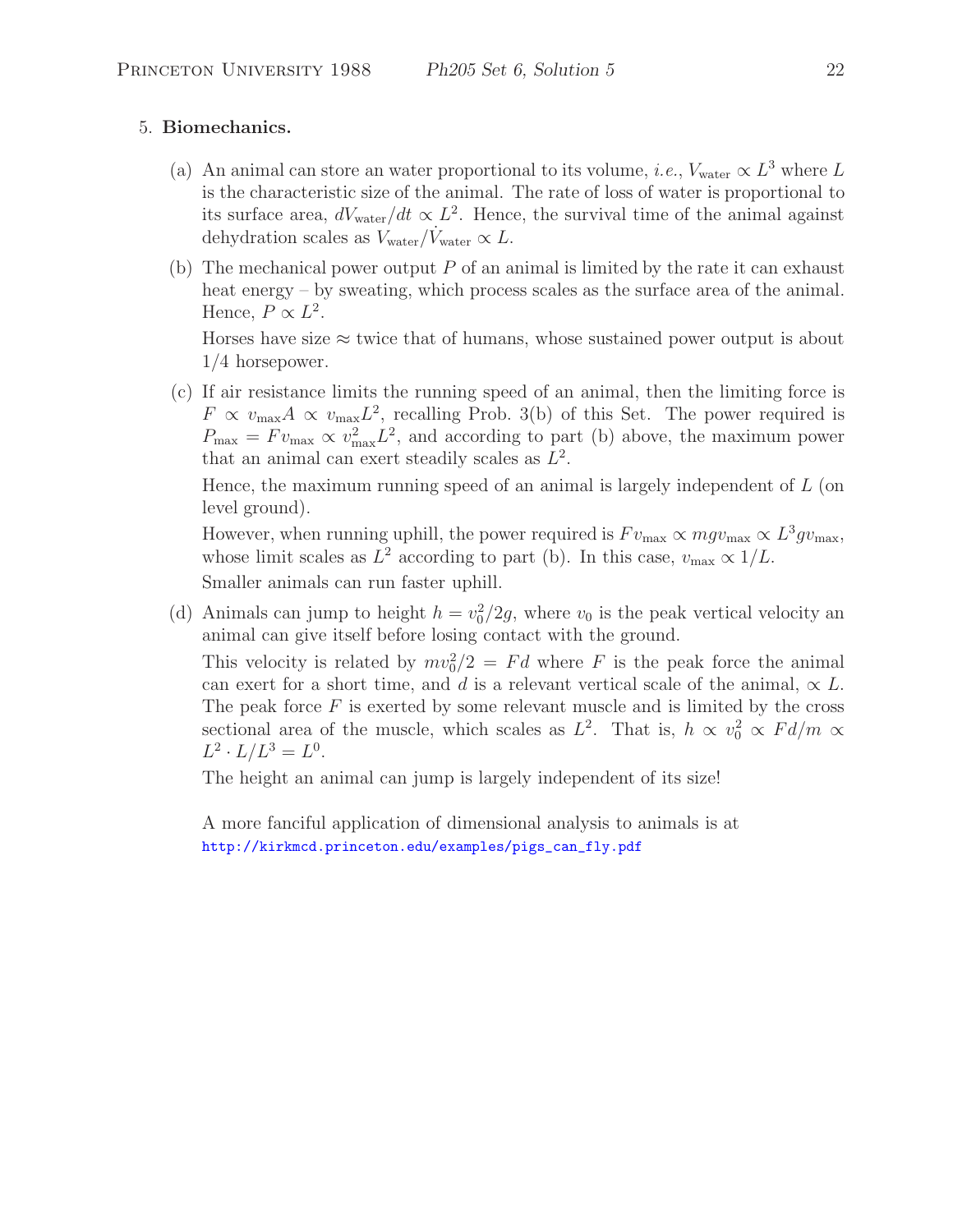5. **Biomechanics.**

   (a) An animal can store an water proportional to its volume, *i.e.*, $V_{\rm water} \propto L^3$ where $L$ is the characteristic size of the animal. The rate of loss of water is proportional to its surface area, $dV_{\rm water}/dt \propto L^2$. Hence, the survival time of the animal against dehydration scales as $V_{\rm water}/\dot{V}_{\rm water} \propto L$.

   (b) The mechanical power output $P$ of an animal is limited by the rate it can exhaust heat energy – by sweating, which process scales as the surface area of the animal. Hence, $P \propto L^2$.

   Horses have size $\approx$ twice that of humans, whose sustained power output is about 1/4 horsepower.

   (c) If air resistance limits the running speed of an animal, then the limiting force is $F \propto v_{\rm max} A \propto v_{\rm max} L^2$, recalling Prob. 3(b) of this Set. The power required is $P_{\rm max} = F v_{\rm max} \propto v_{\rm max}^2 L^2$, and according to part (b) above, the maximum power that an animal can exert steadily scales as $L^2$.

   Hence, the maximum running speed of an animal is largely independent of $L$ (on level ground).

   However, when running uphill, the power required is $F v_{\rm max} \propto mg v_{\rm max} \propto L^3 g v_{\rm max}$, whose limit scales as $L^2$ according to part (b). In this case, $v_{\rm max} \propto 1/L$.

   Smaller animals can run faster uphill.

   (d) Animals can jump to height $h = v_0^2/2g$, where $v_0$ is the peak vertical velocity an animal can give itself before losing contact with the ground.

   This velocity is related by $mv_0^2/2 = Fd$ where $F$ is the peak force the animal can exert for a short time, and $d$ is a relevant vertical scale of the animal, $\propto L$. The peak force $F$ is exerted by some relevant muscle and is limited by the cross sectional area of the muscle, which scales as $L^2$. That is, $h \propto v_0^2 \propto Fd/m \propto L^2 \cdot L/L^3 = L^0$.

   The height an animal can jump is largely independent of its size!

   A more fanciful application of dimensional analysis to animals is at
   http://kirkmcd.princeton.edu/examples/pigs_can_fly.pdf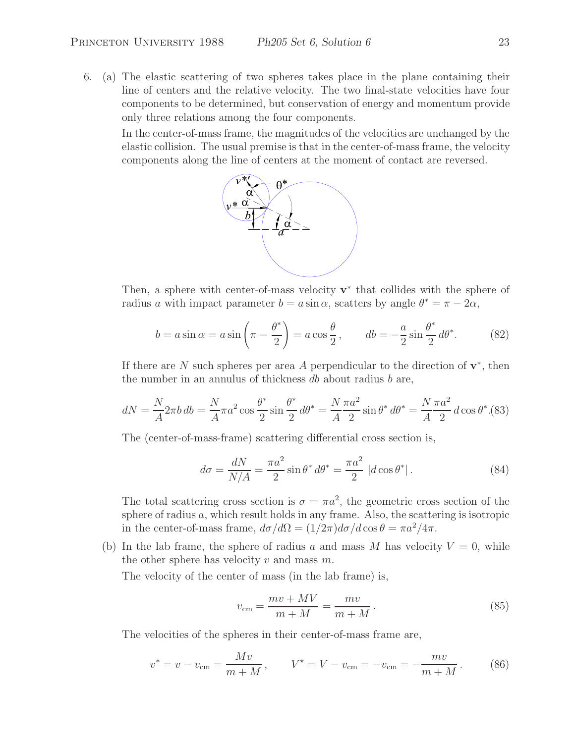6. (a) The elastic scattering of two spheres takes place in the plane containing their line of centers and the relative velocity. The two final-state velocities have four components to be determined, but conservation of energy and momentum provide only three relations among the four components.

   In the center-of-mass frame, the magnitudes of the velocities are unchanged by the elastic collision. The usual premise is that in the center-of-mass frame, the velocity components along the line of centers at the moment of contact are reversed.

   Then, a sphere with center-of-mass velocity $\mathbf{v}^*$ that collides with the sphere of radius $a$ with impact parameter $b = a \sin \alpha$, scatters by angle $\theta^* = \pi - 2\alpha$,

$$b = a \sin \alpha = a \sin\left(\pi - \frac{\theta^*}{2}\right) = a \cos\frac{\theta}{2}, \qquad db = -\frac{a}{2} \sin\frac{\theta^*}{2}\, d\theta^*. \tag{82}$$

   If there are $N$ such spheres per area $A$ perpendicular to the direction of $\mathbf{v}^*$, then the number in an annulus of thickness $db$ about radius $b$ are,

$$dN = \frac{N}{A} 2\pi b\, db = \frac{N}{A} \pi a^2 \cos\frac{\theta^*}{2} \sin\frac{\theta^*}{2}\, d\theta^* = \frac{N}{A} \frac{\pi a^2}{2} \sin\theta^*\, d\theta^* = \frac{N}{A} \frac{\pi a^2}{2}\, d\cos\theta^*. \tag{83}$$

   The (center-of-mass-frame) scattering differential cross section is,

$$d\sigma = \frac{dN}{N/A} = \frac{\pi a^2}{2} \sin\theta^*\, d\theta^* = \frac{\pi a^2}{2}\, |d\cos\theta^*|. \tag{84}$$

   The total scattering cross section is $\sigma = \pi a^2$, the geometric cross section of the sphere of radius $a$, which result holds in any frame. Also, the scattering is isotropic in the center-of-mass frame, $d\sigma/d\Omega = (1/2\pi) d\sigma/d\cos\theta = \pi a^2/4\pi$.

   (b) In the lab frame, the sphere of radius $a$ and mass $M$ has velocity $V = 0$, while the other sphere has velocity $v$ and mass $m$.

   The velocity of the center of mass (in the lab frame) is,

$$v_{\rm cm} = \frac{mv + MV}{m + M} = \frac{mv}{m + M}. \tag{85}$$

   The velocities of the spheres in their center-of-mass frame are,

$$v^* = v - v_{\rm cm} = \frac{Mv}{m + M}, \qquad V^\star = V - v_{\rm cm} = -v_{\rm cm} = -\frac{mv}{m + M}. \tag{86}$$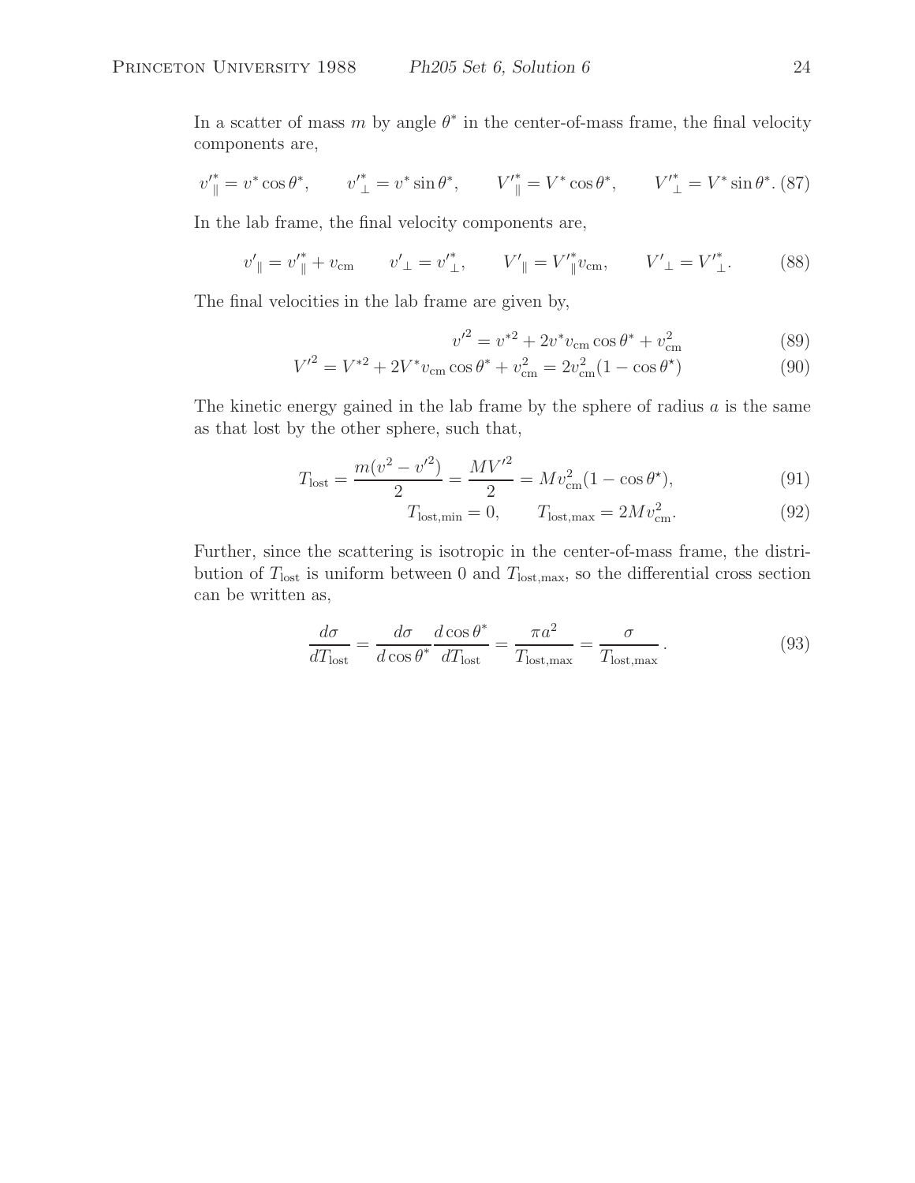In a scatter of mass $m$ by angle $\theta^*$ in the center-of-mass frame, the final velocity components are,

$$v'^*_{\parallel} = v^* \cos\theta^*, \qquad v'^*_{\perp} = v^* \sin\theta^*, \qquad V'^*_{\parallel} = V^* \cos\theta^*, \qquad V'^*_{\perp} = V^* \sin\theta^*. \tag{87}$$

In the lab frame, the final velocity components are,

$$v'_{\parallel} = v'^*_{\parallel} + v_{\rm cm} \qquad v'_{\perp} = v'^*_{\perp}, \qquad V'_{\parallel} = V'^*_{\parallel} v_{\rm cm}, \qquad V'_{\perp} = V'^*_{\perp}. \tag{88}$$

The final velocities in the lab frame are given by,

$$v'^2 = v^{*2} + 2v^* v_{\rm cm} \cos\theta^* + v_{\rm cm}^2 \tag{89}$$

$$V'^2 = V^{*2} + 2V^* v_{\rm cm} \cos\theta^* + v_{\rm cm}^2 = 2v_{\rm cm}^2 (1 - \cos\theta^\star) \tag{90}$$

The kinetic energy gained in the lab frame by the sphere of radius $a$ is the same as that lost by the other sphere, such that,

$$T_{\rm lost} = \frac{m(v^2 - v'^2)}{2} = \frac{MV'^2}{2} = M v_{\rm cm}^2 (1 - \cos\theta^\star), \tag{91}$$

$$T_{\rm lost,min} = 0, \qquad T_{\rm lost,max} = 2Mv_{\rm cm}^2. \tag{92}$$

Further, since the scattering is isotropic in the center-of-mass frame, the distribution of $T_{\rm lost}$ is uniform between 0 and $T_{\rm lost,max}$, so the differential cross section can be written as,

$$\frac{d\sigma}{dT_{\rm lost}} = \frac{d\sigma}{d\cos\theta^*} \frac{d\cos\theta^*}{dT_{\rm lost}} = \frac{\pi a^2}{T_{\rm lost,max}} = \frac{\sigma}{T_{\rm lost,max}}. \tag{93}$$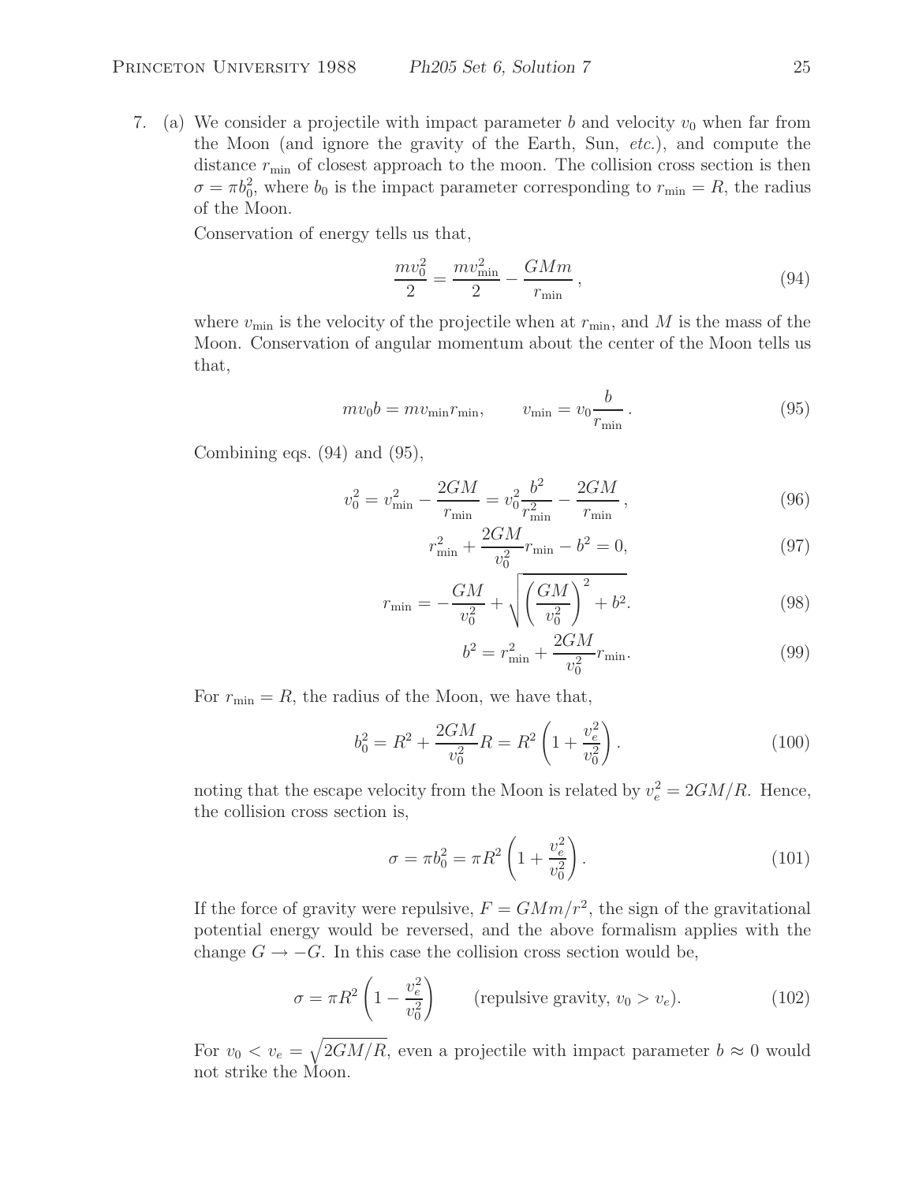7. (a) We consider a projectile with impact parameter $b$ and velocity $v_0$ when far from the Moon (and ignore the gravity of the Earth, Sun, *etc.*), and compute the distance $r_{\min}$ of closest approach to the moon. The collision cross section is then $\sigma = \pi b_0^2$, where $b_0$ is the impact parameter corresponding to $r_{\min} = R$, the radius of the Moon.

Conservation of energy tells us that,

$$\frac{mv_0^2}{2} = \frac{mv_{\min}^2}{2} - \frac{GMm}{r_{\min}}, \tag{94}$$

where $v_{\min}$ is the velocity of the projectile when at $r_{\min}$, and $M$ is the mass of the Moon. Conservation of angular momentum about the center of the Moon tells us that,

$$mv_0 b = mv_{\min} r_{\min}, \qquad v_{\min} = v_0 \frac{b}{r_{\min}}. \tag{95}$$

Combining eqs. (94) and (95),

$$v_0^2 = v_{\min}^2 - \frac{2GM}{r_{\min}} = v_0^2 \frac{b^2}{r_{\min}^2} - \frac{2GM}{r_{\min}}, \tag{96}$$

$$r_{\min}^2 + \frac{2GM}{v_0^2} r_{\min} - b^2 = 0, \tag{97}$$

$$r_{\min} = -\frac{GM}{v_0^2} + \sqrt{\left(\frac{GM}{v_0^2}\right)^2 + b^2}. \tag{98}$$

$$b^2 = r_{\min}^2 + \frac{2GM}{v_0^2} r_{\min}. \tag{99}$$

For $r_{\min} = R$, the radius of the Moon, we have that,

$$b_0^2 = R^2 + \frac{2GM}{v_0^2} R = R^2 \left(1 + \frac{v_e^2}{v_0^2}\right). \tag{100}$$

noting that the escape velocity from the Moon is related by $v_e^2 = 2GM/R$. Hence, the collision cross section is,

$$\sigma = \pi b_0^2 = \pi R^2 \left(1 + \frac{v_e^2}{v_0^2}\right). \tag{101}$$

If the force of gravity were repulsive, $F = GMm/r^2$, the sign of the gravitational potential energy would be reversed, and the above formalism applies with the change $G \to -G$. In this case the collision cross section would be,

$$\sigma = \pi R^2 \left(1 - \frac{v_e^2}{v_0^2}\right) \qquad \text{(repulsive gravity, } v_0 > v_e\text{)}. \tag{102}$$

For $v_0 < v_e = \sqrt{2GM/R}$, even a projectile with impact parameter $b \approx 0$ would not strike the Moon.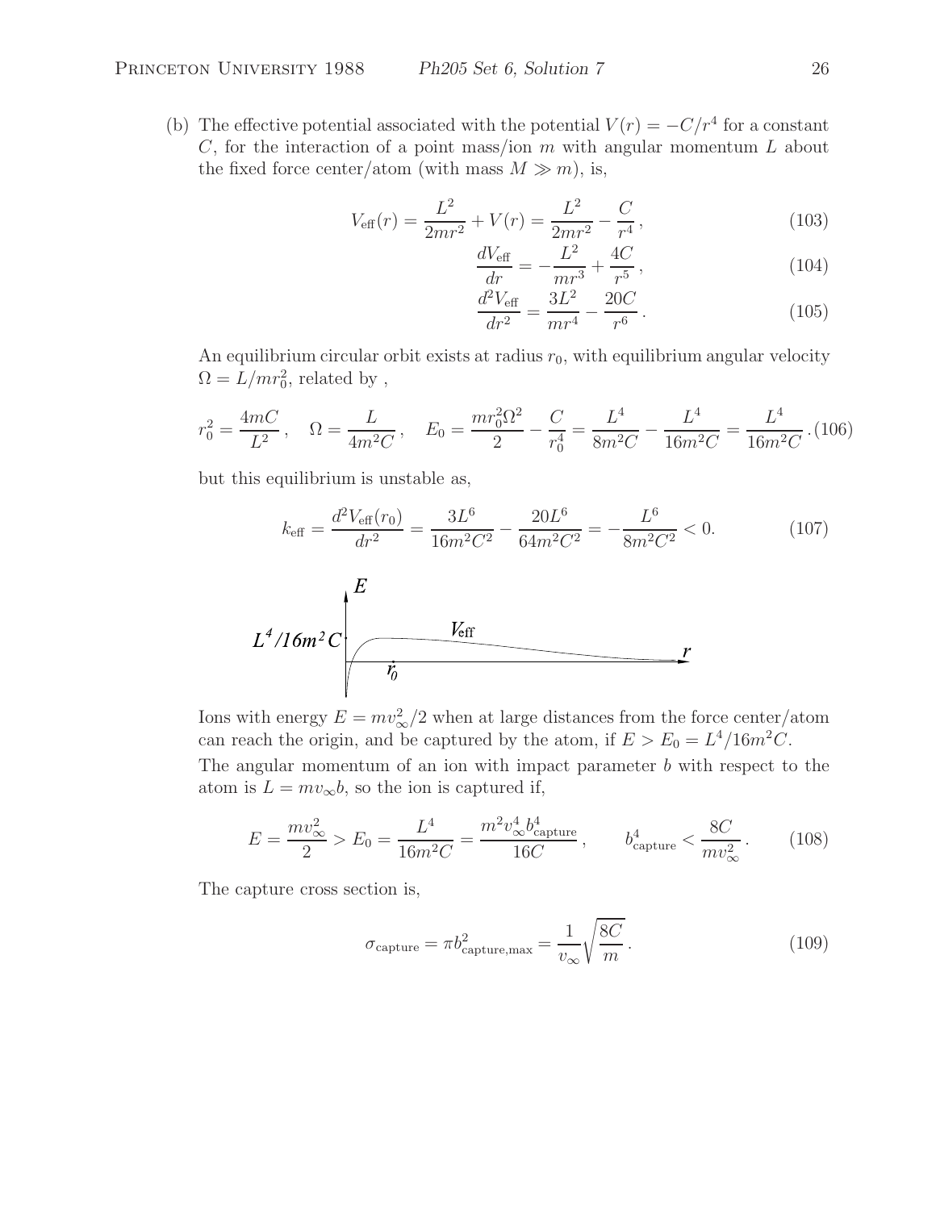(b) The effective potential associated with the potential $V(r) = -C/r^4$ for a constant $C$, for the interaction of a point mass/ion $m$ with angular momentum $L$ about the fixed force center/atom (with mass $M \gg m$), is,

$$V_{\text{eff}}(r) = \frac{L^2}{2mr^2} + V(r) = \frac{L^2}{2mr^2} - \frac{C}{r^4}\,, \tag{103}$$

$$\frac{dV_{\text{eff}}}{dr} = -\frac{L^2}{mr^3} + \frac{4C}{r^5}\,, \tag{104}$$

$$\frac{d^2V_{\text{eff}}}{dr^2} = \frac{3L^2}{mr^4} - \frac{20C}{r^6}\,. \tag{105}$$

An equilibrium circular orbit exists at radius $r_0$, with equilibrium angular velocity $\Omega = L/mr_0^2$, related by ,

$$r_0^2 = \frac{4mC}{L^2}\,, \quad \Omega = \frac{L}{4m^2C}\,, \quad E_0 = \frac{mr_0^2\Omega^2}{2} - \frac{C}{r_0^4} = \frac{L^4}{8m^2C} - \frac{L^4}{16m^2C} = \frac{L^4}{16m^2C}\,. \tag{106}$$

but this equilibrium is unstable as,

$$k_{\text{eff}} = \frac{d^2V_{\text{eff}}(r_0)}{dr^2} = \frac{3L^6}{16m^2C^2} - \frac{20L^6}{64m^2C^2} = -\frac{L^6}{8m^2C^2} < 0. \tag{107}$$

Ions with energy $E = mv_\infty^2/2$ when at large distances from the force center/atom can reach the origin, and be captured by the atom, if $E > E_0 = L^4/16m^2C$.

The angular momentum of an ion with impact parameter $b$ with respect to the atom is $L = mv_\infty b$, so the ion is captured if,

$$E = \frac{mv_\infty^2}{2} > E_0 = \frac{L^4}{16m^2C} = \frac{m^2v_\infty^4 b_{\text{capture}}^4}{16C}\,, \qquad b_{\text{capture}}^4 < \frac{8C}{mv_\infty^2}\,. \tag{108}$$

The capture cross section is,

$$\sigma_{\text{capture}} = \pi b_{\text{capture,max}}^2 = \frac{1}{v_\infty}\sqrt{\frac{8C}{m}}\,. \tag{109}$$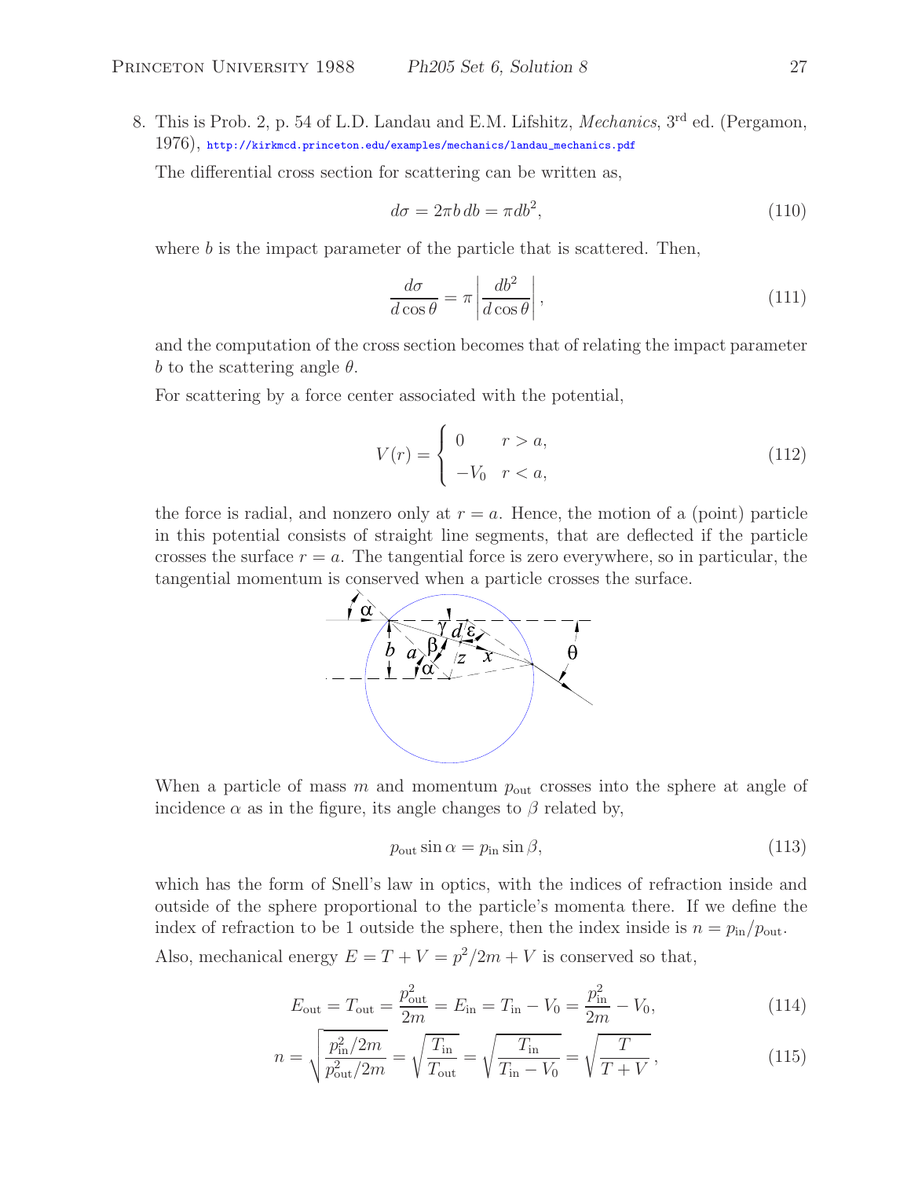8. This is Prob. 2, p. 54 of L.D. Landau and E.M. Lifshitz, *Mechanics*, 3[rd] ed. (Pergamon, 1976), http://kirkmcd.princeton.edu/examples/mechanics/landau_mechanics.pdf

The differential cross section for scattering can be written as,

$$d\sigma = 2\pi b\, db = \pi\, db^2, \tag{110}$$

where $b$ is the impact parameter of the particle that is scattered. Then,

$$\frac{d\sigma}{d\cos\theta} = \pi \left| \frac{db^2}{d\cos\theta} \right|, \tag{111}$$

and the computation of the cross section becomes that of relating the impact parameter $b$ to the scattering angle $\theta$.

For scattering by a force center associated with the potential,

$$V(r) = \begin{cases} 0 & r > a, \\ -V_0 & r < a, \end{cases} \tag{112}$$

the force is radial, and nonzero only at $r = a$. Hence, the motion of a (point) particle in this potential consists of straight line segments, that are deflected if the particle crosses the surface $r = a$. The tangential force is zero everywhere, so in particular, the tangential momentum is conserved when a particle crosses the surface.

When a particle of mass $m$ and momentum $p_{\rm out}$ crosses into the sphere at angle of incidence $\alpha$ as in the figure, its angle changes to $\beta$ related by,

$$p_{\rm out} \sin\alpha = p_{\rm in} \sin\beta, \tag{113}$$

which has the form of Snell's law in optics, with the indices of refraction inside and outside of the sphere proportional to the particle's momenta there. If we define the index of refraction to be 1 outside the sphere, then the index inside is $n = p_{\rm in}/p_{\rm out}$.

Also, mechanical energy $E = T + V = p^2/2m + V$ is conserved so that,

$$E_{\rm out} = T_{\rm out} = \frac{p_{\rm out}^2}{2m} = E_{\rm in} = T_{\rm in} - V_0 = \frac{p_{\rm in}^2}{2m} - V_0, \tag{114}$$

$$n = \sqrt{\frac{p_{\rm in}^2/2m}{p_{\rm out}^2/2m}} = \sqrt{\frac{T_{\rm in}}{T_{\rm out}}} = \sqrt{\frac{T_{\rm in}}{T_{\rm in} - V_0}} = \sqrt{\frac{T}{T+V}}\,, \tag{115}$$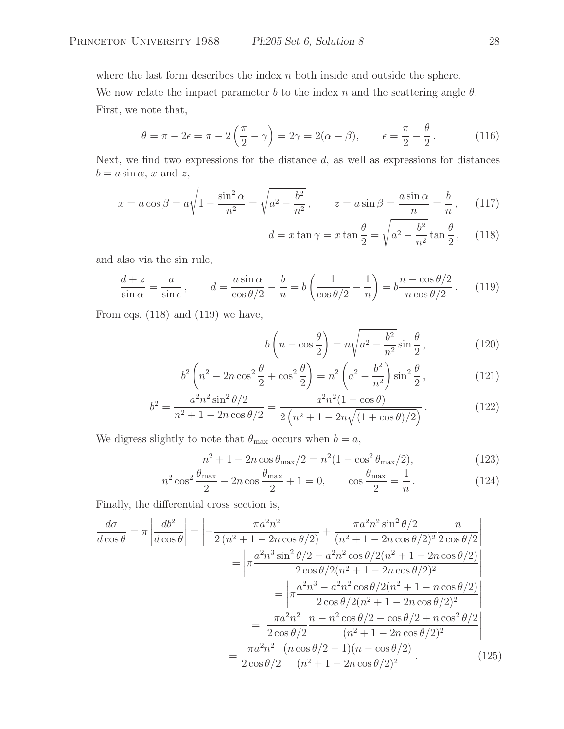where the last form describes the index $n$ both inside and outside the sphere.

We now relate the impact parameter $b$ to the index $n$ and the scattering angle $\theta$. First, we note that,

$$\theta = \pi - 2\epsilon = \pi - 2\left(\frac{\pi}{2} - \gamma\right) = 2\gamma = 2(\alpha - \beta), \qquad \epsilon = \frac{\pi}{2} - \frac{\theta}{2}. \tag{116}$$

Next, we find two expressions for the distance $d$, as well as expressions for distances $b = a\sin\alpha$, $x$ and $z$,

$$x = a\cos\beta = a\sqrt{1 - \frac{\sin^2\alpha}{n^2}} = \sqrt{a^2 - \frac{b^2}{n^2}}, \qquad z = a\sin\beta = \frac{a\sin\alpha}{n} = \frac{b}{n}, \tag{117}$$

$$d = x\tan\gamma = x\tan\frac{\theta}{2} = \sqrt{a^2 - \frac{b^2}{n^2}}\tan\frac{\theta}{2}, \tag{118}$$

and also via the sin rule,

$$\frac{d+z}{\sin\alpha} = \frac{a}{\sin\epsilon}, \qquad d = \frac{a\sin\alpha}{\cos\theta/2} - \frac{b}{n} = b\left(\frac{1}{\cos\theta/2} - \frac{1}{n}\right) = b\frac{n - \cos\theta/2}{n\cos\theta/2}. \tag{119}$$

From eqs. (118) and (119) we have,

$$b\left(n - \cos\frac{\theta}{2}\right) = n\sqrt{a^2 - \frac{b^2}{n^2}}\sin\frac{\theta}{2}, \tag{120}$$

$$b^2\left(n^2 - 2n\cos^2\frac{\theta}{2} + \cos^2\frac{\theta}{2}\right) = n^2\left(a^2 - \frac{b^2}{n^2}\right)\sin^2\frac{\theta}{2}, \tag{121}$$

$$b^2 = \frac{a^2n^2\sin^2\theta/2}{n^2 + 1 - 2n\cos\theta/2} = \frac{a^2n^2(1-\cos\theta)}{2\left(n^2 + 1 - 2n\sqrt{(1+\cos\theta)/2}\right)}. \tag{122}$$

We digress slightly to note that $\theta_{\max}$ occurs when $b = a$,

$$n^2 + 1 - 2n\cos\theta_{\max}/2 = n^2(1 - \cos^2\theta_{\max}/2), \tag{123}$$

$$n^2\cos^2\frac{\theta_{\max}}{2} - 2n\cos\frac{\theta_{\max}}{2} + 1 = 0, \qquad \cos\frac{\theta_{\max}}{2} = \frac{1}{n}. \tag{124}$$

Finally, the differential cross section is,

$$\begin{aligned}
\frac{d\sigma}{d\cos\theta} = \pi\left|\frac{db^2}{d\cos\theta}\right| &= \left|-\frac{\pi a^2n^2}{2\left(n^2+1-2n\cos\theta/2\right)} + \frac{\pi a^2n^2\sin^2\theta/2}{(n^2+1-2n\cos\theta/2)^2}\frac{n}{2\cos\theta/2}\right| \\
&= \left|\pi\frac{a^2n^3\sin^2\theta/2 - a^2n^2\cos\theta/2(n^2+1-2n\cos\theta/2)}{2\cos\theta/2(n^2+1-2n\cos\theta/2)^2}\right| \\
&= \left|\pi\frac{a^2n^3 - a^2n^2\cos\theta/2(n^2+1-n\cos\theta/2)}{2\cos\theta/2(n^2+1-2n\cos\theta/2)^2}\right| \\
&= \left|\frac{\pi a^2n^2}{2\cos\theta/2}\frac{n - n^2\cos\theta/2 - \cos\theta/2 + n\cos^2\theta/2}{(n^2+1-2n\cos\theta/2)^2}\right| \\
&= \frac{\pi a^2n^2}{2\cos\theta/2}\frac{(n\cos\theta/2 - 1)(n - \cos\theta/2)}{(n^2+1-2n\cos\theta/2)^2}.
\end{aligned} \tag{125}$$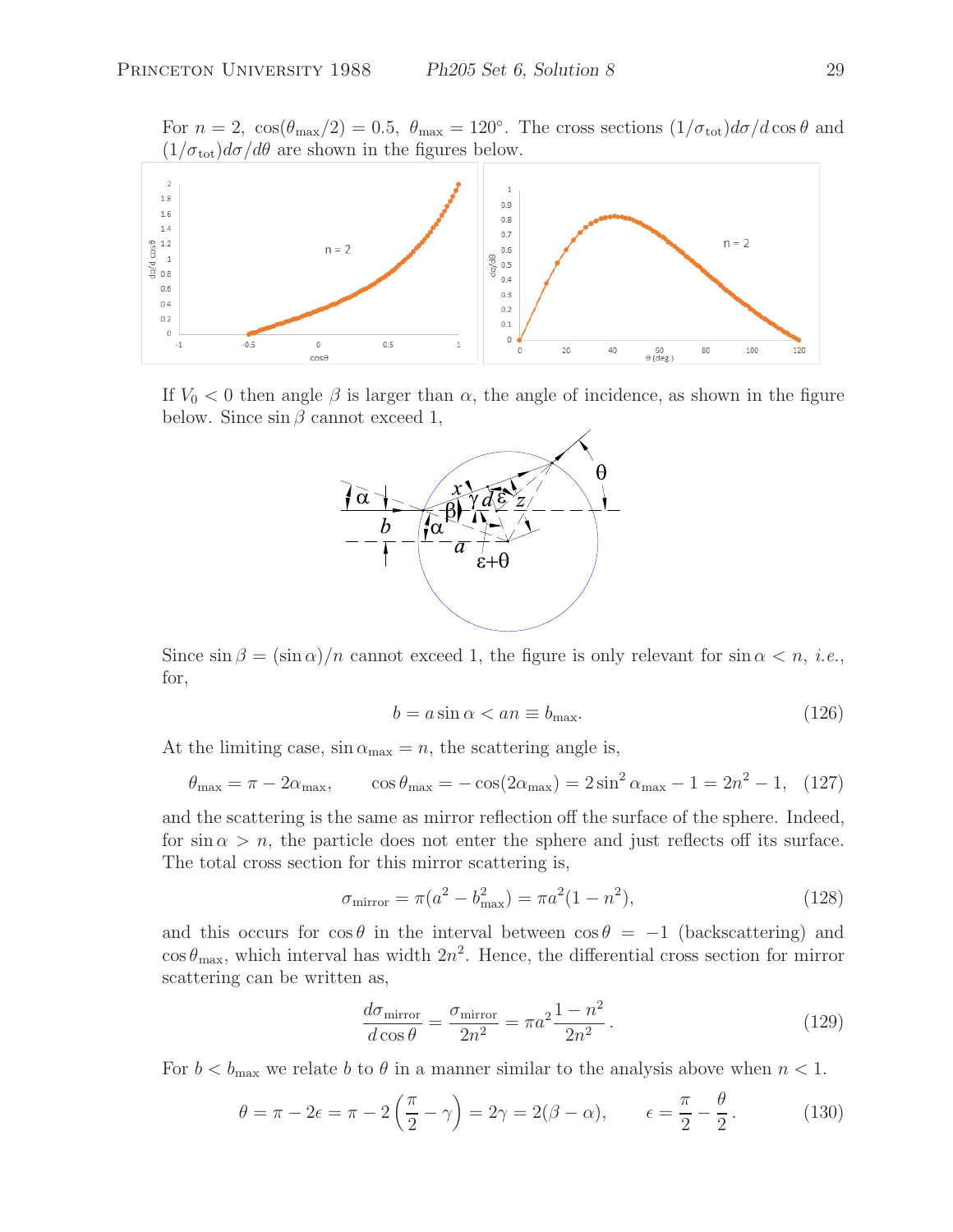For $n = 2$, $\cos(\theta_{\max}/2) = 0.5$, $\theta_{\max} = 120°$. The cross sections $(1/\sigma_{\rm tot})d\sigma/d\cos\theta$ and $(1/\sigma_{\rm tot})d\sigma/d\theta$ are shown in the figures below.

If $V_0 < 0$ then angle $\beta$ is larger than $\alpha$, the angle of incidence, as shown in the figure below. Since $\sin\beta$ cannot exceed 1,

Since $\sin\beta = (\sin\alpha)/n$ cannot exceed 1, the figure is only relevant for $\sin\alpha < n$, *i.e.*, for,

$$b = a\sin\alpha < an \equiv b_{\max}. \tag{126}$$

At the limiting case, $\sin\alpha_{\max} = n$, the scattering angle is,

$$\theta_{\max} = \pi - 2\alpha_{\max}, \qquad \cos\theta_{\max} = -\cos(2\alpha_{\max}) = 2\sin^2\alpha_{\max} - 1 = 2n^2 - 1, \tag{127}$$

and the scattering is the same as mirror reflection off the surface of the sphere. Indeed, for $\sin\alpha > n$, the particle does not enter the sphere and just reflects off its surface. The total cross section for this mirror scattering is,

$$\sigma_{\rm mirror} = \pi(a^2 - b_{\max}^2) = \pi a^2(1 - n^2), \tag{128}$$

and this occurs for $\cos\theta$ in the interval between $\cos\theta = -1$ (backscattering) and $\cos\theta_{\max}$, which interval has width $2n^2$. Hence, the differential cross section for mirror scattering can be written as,

$$\frac{d\sigma_{\rm mirror}}{d\cos\theta} = \frac{\sigma_{\rm mirror}}{2n^2} = \pi a^2\frac{1-n^2}{2n^2}. \tag{129}$$

For $b < b_{\max}$ we relate $b$ to $\theta$ in a manner similar to the analysis above when $n < 1$.

$$\theta = \pi - 2\epsilon = \pi - 2\left(\frac{\pi}{2} - \gamma\right) = 2\gamma = 2(\beta - \alpha), \qquad \epsilon = \frac{\pi}{2} - \frac{\theta}{2}. \tag{130}$$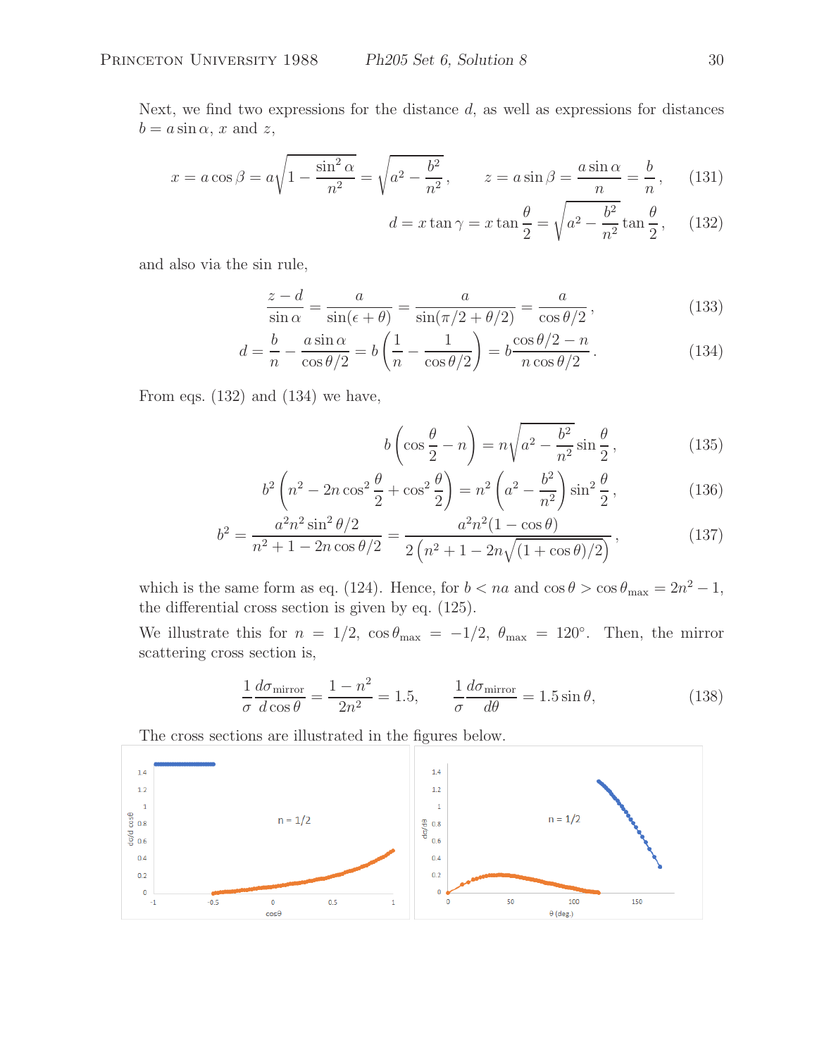Next, we find two expressions for the distance $d$, as well as expressions for distances $b = a\sin\alpha$, $x$ and $z$,

$$x = a\cos\beta = a\sqrt{1 - \frac{\sin^2\alpha}{n^2}} = \sqrt{a^2 - \frac{b^2}{n^2}}\,, \qquad z = a\sin\beta = \frac{a\sin\alpha}{n} = \frac{b}{n}\,, \tag{131}$$

$$d = x\tan\gamma = x\tan\frac{\theta}{2} = \sqrt{a^2 - \frac{b^2}{n^2}}\tan\frac{\theta}{2}\,, \tag{132}$$

and also via the sin rule,

$$\frac{z-d}{\sin\alpha} = \frac{a}{\sin(\epsilon + \theta)} = \frac{a}{\sin(\pi/2 + \theta/2)} = \frac{a}{\cos\theta/2}\,, \tag{133}$$

$$d = \frac{b}{n} - \frac{a\sin\alpha}{\cos\theta/2} = b\left(\frac{1}{n} - \frac{1}{\cos\theta/2}\right) = b\frac{\cos\theta/2 - n}{n\cos\theta/2}\,. \tag{134}$$

From eqs. (132) and (134) we have,

$$b\left(\cos\frac{\theta}{2} - n\right) = n\sqrt{a^2 - \frac{b^2}{n^2}}\sin\frac{\theta}{2}\,, \tag{135}$$

$$b^2\left(n^2 - 2n\cos^2\frac{\theta}{2} + \cos^2\frac{\theta}{2}\right) = n^2\left(a^2 - \frac{b^2}{n^2}\right)\sin^2\frac{\theta}{2}\,, \tag{136}$$

$$b^2 = \frac{a^2n^2\sin^2\theta/2}{n^2 + 1 - 2n\cos\theta/2} = \frac{a^2n^2(1-\cos\theta)}{2\left(n^2 + 1 - 2n\sqrt{(1+\cos\theta)/2}\right)}\,, \tag{137}$$

which is the same form as eq. (124). Hence, for $b < na$ and $\cos\theta > \cos\theta_{\max} = 2n^2 - 1$, the differential cross section is given by eq. (125).

We illustrate this for $n = 1/2$, $\cos\theta_{\max} = -1/2$, $\theta_{\max} = 120^\circ$. Then, the mirror scattering cross section is,

$$\frac{1}{\sigma}\frac{d\sigma_{\text{mirror}}}{d\cos\theta} = \frac{1-n^2}{2n^2} = 1.5, \qquad \frac{1}{\sigma}\frac{d\sigma_{\text{mirror}}}{d\theta} = 1.5\sin\theta, \tag{138}$$

The cross sections are illustrated in the figures below.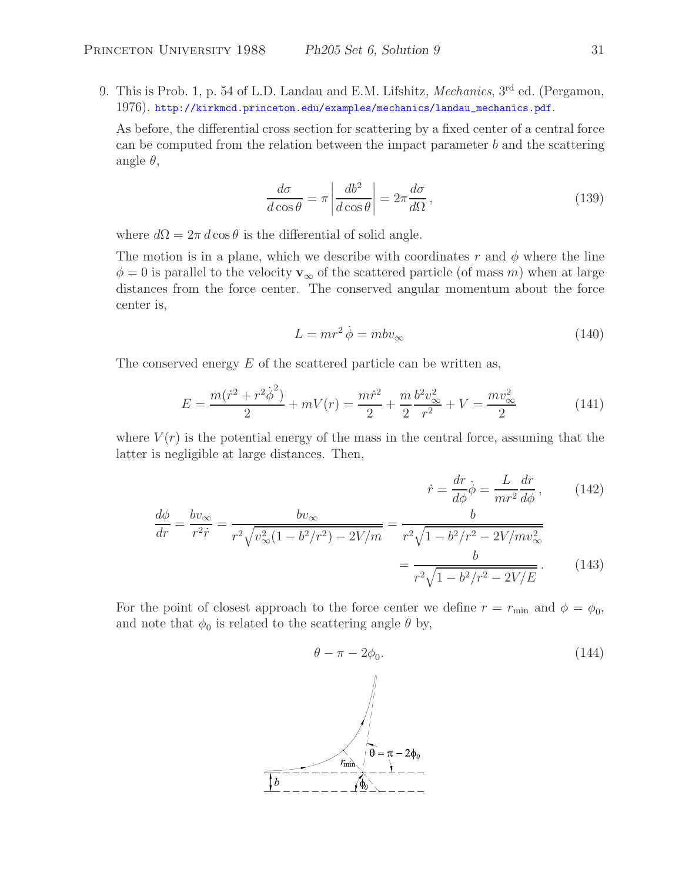9. This is Prob. 1, p. 54 of L.D. Landau and E.M. Lifshitz, *Mechanics*, 3rd ed. (Pergamon, 1976), http://kirkmcd.princeton.edu/examples/mechanics/landau_mechanics.pdf.

As before, the differential cross section for scattering by a fixed center of a central force can be computed from the relation between the impact parameter $b$ and the scattering angle $\theta$,

$$\frac{d\sigma}{d\cos\theta} = \pi \left| \frac{db^2}{d\cos\theta} \right| = 2\pi \frac{d\sigma}{d\Omega}, \tag{139}$$

where $d\Omega = 2\pi\, d\cos\theta$ is the differential of solid angle.

The motion is in a plane, which we describe with coordinates $r$ and $\phi$ where the line $\phi = 0$ is parallel to the velocity $\mathbf{v}_\infty$ of the scattered particle (of mass $m$) when at large distances from the force center. The conserved angular momentum about the force center is,

$$L = mr^2\,\dot\phi = mbv_\infty \tag{140}$$

The conserved energy $E$ of the scattered particle can be written as,

$$E = \frac{m(\dot r^2 + r^2\dot\phi^2)}{2} + mV(r) = \frac{m\dot r^2}{2} + \frac{m}{2}\frac{b^2 v_\infty^2}{r^2} + V = \frac{mv_\infty^2}{2} \tag{141}$$

where $V(r)$ is the potential energy of the mass in the central force, assuming that the latter is negligible at large distances. Then,

$$\dot r = \frac{dr}{d\phi}\dot\phi = \frac{L}{mr^2}\frac{dr}{d\phi}, \tag{142}$$

$$\frac{d\phi}{dr} = \frac{bv_\infty}{r^2\dot r} = \frac{bv_\infty}{r^2\sqrt{v_\infty^2(1 - b^2/r^2) - 2V/m}} = \frac{b}{r^2\sqrt{1 - b^2/r^2 - 2V/mv_\infty^2}} = \frac{b}{r^2\sqrt{1 - b^2/r^2 - 2V/E}}. \tag{143}$$

For the point of closest approach to the force center we define $r = r_{\rm min}$ and $\phi = \phi_0$, and note that $\phi_0$ is related to the scattering angle $\theta$ by,

$$\theta - \pi - 2\phi_0. \tag{144}$$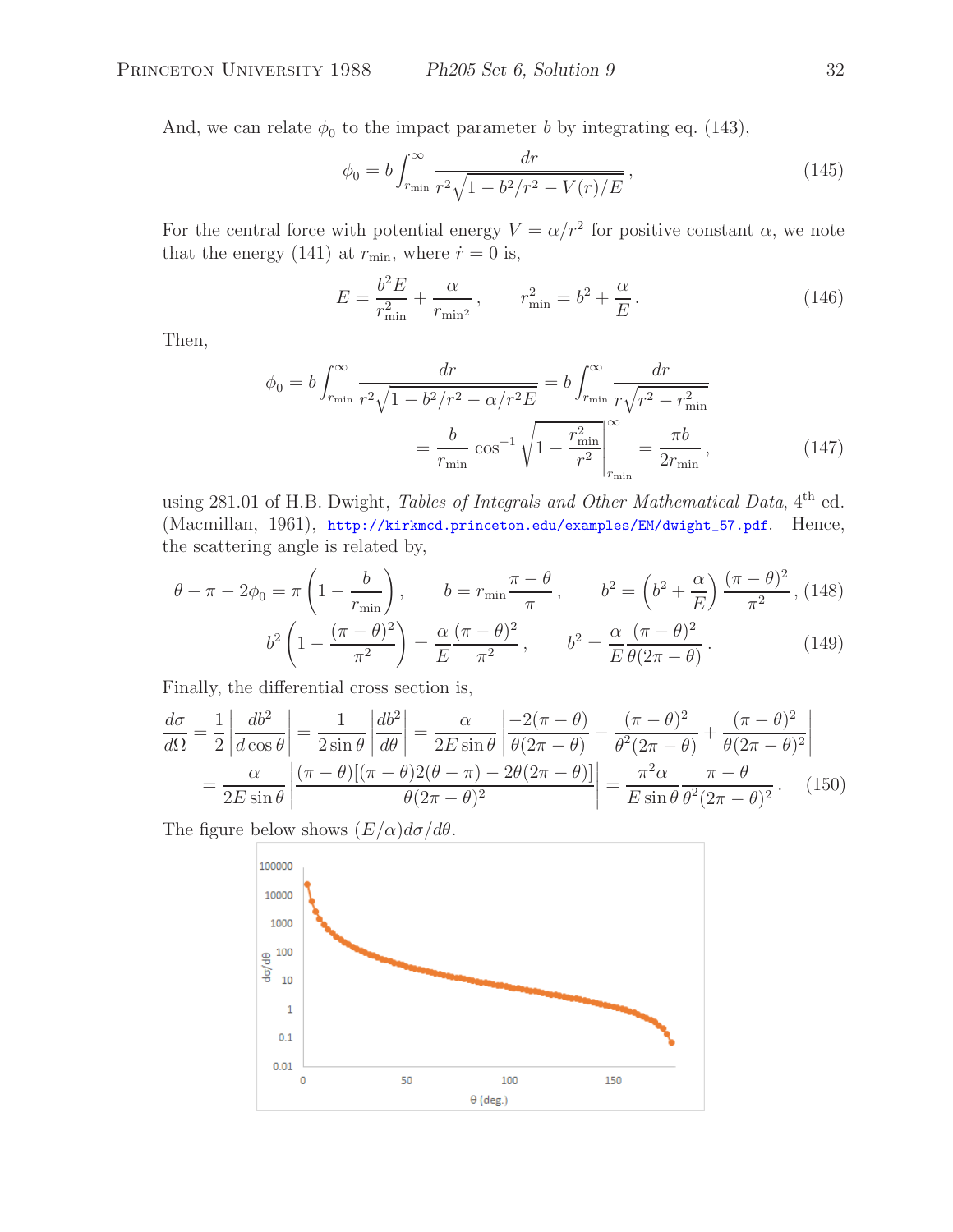And, we can relate $\phi_0$ to the impact parameter $b$ by integrating eq. (143),

$$\phi_0 = b \int_{r_{\rm min}}^{\infty} \frac{dr}{r^2 \sqrt{1 - b^2/r^2 - V(r)/E}}\,, \tag{145}$$

For the central force with potential energy $V = \alpha/r^2$ for positive constant $\alpha$, we note that the energy (141) at $r_{\rm min}$, where $\dot{r} = 0$ is,

$$E = \frac{b^2 E}{r_{\rm min}^2} + \frac{\alpha}{r_{\rm min^2}}\,, \qquad r_{\rm min}^2 = b^2 + \frac{\alpha}{E}\,. \tag{146}$$

Then,

$$\phi_0 = b \int_{r_{\rm min}}^{\infty} \frac{dr}{r^2 \sqrt{1 - b^2/r^2 - \alpha/r^2 E}} = b \int_{r_{\rm min}}^{\infty} \frac{dr}{r \sqrt{r^2 - r_{\rm min}^2}}$$

$$= \frac{b}{r_{\rm min}} \cos^{-1} \sqrt{1 - \frac{r_{\rm min}^2}{r^2}} \Bigg|_{r_{\rm min}}^{\infty} = \frac{\pi b}{2 r_{\rm min}}\,, \tag{147}$$

using 281.01 of H.B. Dwight, *Tables of Integrals and Other Mathematical Data*, 4th ed. (Macmillan, 1961), http://kirkmcd.princeton.edu/examples/EM/dwight_57.pdf. Hence, the scattering angle is related by,

$$\theta - \pi - 2\phi_0 = \pi \left(1 - \frac{b}{r_{\rm min}}\right), \qquad b = r_{\rm min} \frac{\pi - \theta}{\pi}\,, \qquad b^2 = \left(b^2 + \frac{\alpha}{E}\right) \frac{(\pi - \theta)^2}{\pi^2}\,, \tag{148}$$

$$b^2 \left(1 - \frac{(\pi - \theta)^2}{\pi^2}\right) = \frac{\alpha}{E} \frac{(\pi - \theta)^2}{\pi^2}\,, \qquad b^2 = \frac{\alpha}{E} \frac{(\pi - \theta)^2}{\theta(2\pi - \theta)}\,. \tag{149}$$

Finally, the differential cross section is,

$$\frac{d\sigma}{d\Omega} = \frac{1}{2} \left| \frac{db^2}{d\cos\theta} \right| = \frac{1}{2\sin\theta} \left| \frac{db^2}{d\theta} \right| = \frac{\alpha}{2E\sin\theta} \left| \frac{-2(\pi - \theta)}{\theta(2\pi - \theta)} - \frac{(\pi - \theta)^2}{\theta^2(2\pi - \theta)} + \frac{(\pi - \theta)^2}{\theta(2\pi - \theta)^2} \right|$$

$$= \frac{\alpha}{2E\sin\theta} \left| \frac{(\pi - \theta)[(\pi - \theta)2(\theta - \pi) - 2\theta(2\pi - \theta)]}{\theta(2\pi - \theta)^2} \right| = \frac{\pi^2 \alpha}{E\sin\theta} \frac{\pi - \theta}{\theta^2(2\pi - \theta)^2}\,. \tag{150}$$

The figure below shows $(E/\alpha) d\sigma/d\theta$.

100000
10000
1000
100
10
1
0.1
0.01
dσ/dθ
0
50
100
150
θ (deg.)